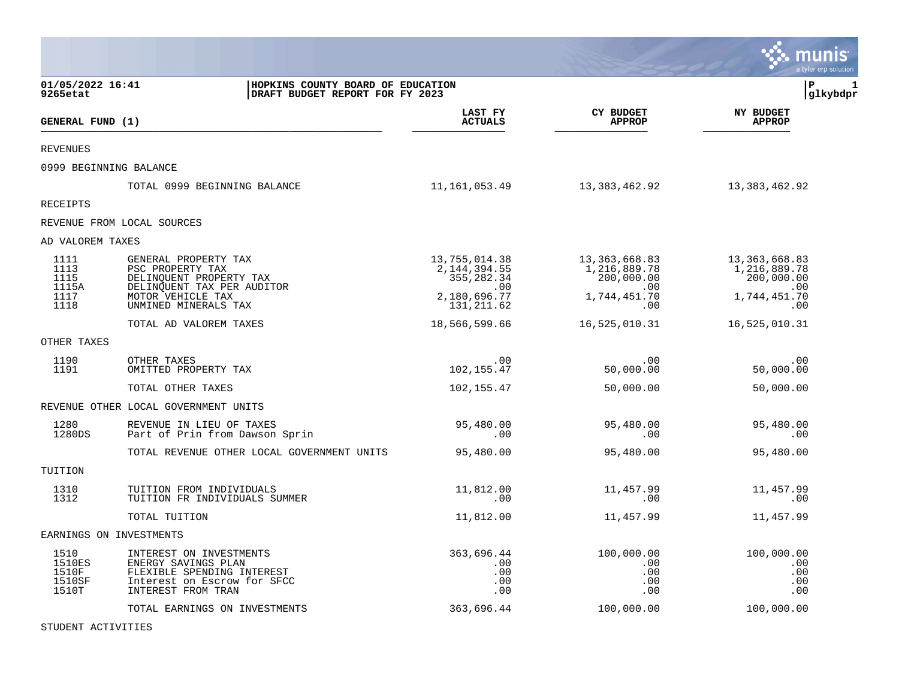01/05/2022 16:41
9265etat

**HOPKINS COUNTY BOARD OF EDUCATION**
**DRAFT BUDGET REPORT FOR FY 2023**

P 1
glkybdpr

| GENERAL FUND (1) | | LAST FY ACTUALS | CY BUDGET APPROP | NY BUDGET APPROP |
|---|---|---|---|---|
| REVENUES | | | | |
| 0999 BEGINNING BALANCE | | | | |
| | TOTAL 0999 BEGINNING BALANCE | 11,161,053.49 | 13,383,462.92 | 13,383,462.92 |
| RECEIPTS | | | | |
| REVENUE FROM LOCAL SOURCES | | | | |
| AD VALOREM TAXES | | | | |
| 1111 | GENERAL PROPERTY TAX | 13,755,014.38 | 13,363,668.83 | 13,363,668.83 |
| 1113 | PSC PROPERTY TAX | 2,144,394.55 | 1,216,889.78 | 1,216,889.78 |
| 1115 | DELINQUENT PROPERTY TAX | 355,282.34 | 200,000.00 | 200,000.00 |
| 1115A | DELINQUENT TAX PER AUDITOR | .00 | .00 | .00 |
| 1117 | MOTOR VEHICLE TAX | 2,180,696.77 | 1,744,451.70 | 1,744,451.70 |
| 1118 | UNMINED MINERALS TAX | 131,211.62 | .00 | .00 |
| | TOTAL AD VALOREM TAXES | 18,566,599.66 | 16,525,010.31 | 16,525,010.31 |
| OTHER TAXES | | | | |
| 1190 | OTHER TAXES | .00 | .00 | .00 |
| 1191 | OMITTED PROPERTY TAX | 102,155.47 | 50,000.00 | 50,000.00 |
| | TOTAL OTHER TAXES | 102,155.47 | 50,000.00 | 50,000.00 |
| REVENUE OTHER LOCAL GOVERNMENT UNITS | | | | |
| 1280 | REVENUE IN LIEU OF TAXES | 95,480.00 | 95,480.00 | 95,480.00 |
| 1280DS | Part of Prin from Dawson Sprin | .00 | .00 | .00 |
| | TOTAL REVENUE OTHER LOCAL GOVERNMENT UNITS | 95,480.00 | 95,480.00 | 95,480.00 |
| TUITION | | | | |
| 1310 | TUITION FROM INDIVIDUALS | 11,812.00 | 11,457.99 | 11,457.99 |
| 1312 | TUITION FR INDIVIDUALS SUMMER | .00 | .00 | .00 |
| | TOTAL TUITION | 11,812.00 | 11,457.99 | 11,457.99 |
| EARNINGS ON INVESTMENTS | | | | |
| 1510 | INTEREST ON INVESTMENTS | 363,696.44 | 100,000.00 | 100,000.00 |
| 1510ES | ENERGY SAVINGS PLAN | .00 | .00 | .00 |
| 1510F | FLEXIBLE SPENDING INTEREST | .00 | .00 | .00 |
| 1510SF | Interest on Escrow for SFCC | .00 | .00 | .00 |
| 1510T | INTEREST FROM TRAN | .00 | .00 | .00 |
| | TOTAL EARNINGS ON INVESTMENTS | 363,696.44 | 100,000.00 | 100,000.00 |
| STUDENT ACTIVITIES | | | | |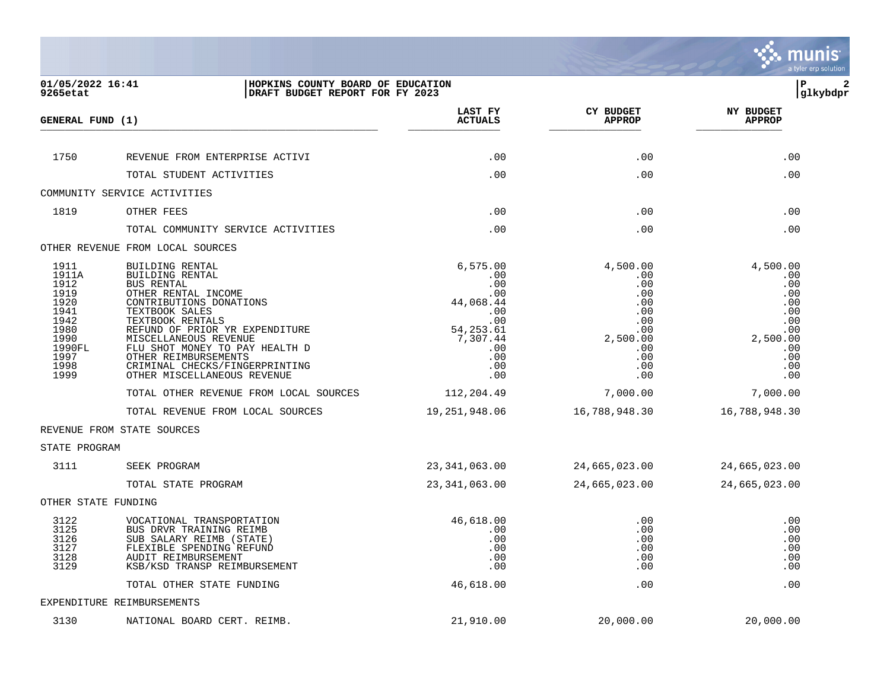01/05/2022 16:41
9265etat

HOPKINS COUNTY BOARD OF EDUCATION
DRAFT BUDGET REPORT FOR FY 2023

P 2
glkybdpr

| GENERAL FUND (1) | | LAST FY ACTUALS | CY BUDGET APPROP | NY BUDGET APPROP |
|---|---|---|---|---|
| 1750 | REVENUE FROM ENTERPRISE ACTIVI | .00 | .00 | .00 |
| | TOTAL STUDENT ACTIVITIES | .00 | .00 | .00 |
| COMMUNITY SERVICE ACTIVITIES | | | | |
| 1819 | OTHER FEES | .00 | .00 | .00 |
| | TOTAL COMMUNITY SERVICE ACTIVITIES | .00 | .00 | .00 |
| OTHER REVENUE FROM LOCAL SOURCES | | | | |
| 1911 | BUILDING RENTAL | 6,575.00 | 4,500.00 | 4,500.00 |
| 1911A | BUILDING RENTAL | .00 | .00 | .00 |
| 1912 | BUS RENTAL | .00 | .00 | .00 |
| 1919 | OTHER RENTAL INCOME | .00 | .00 | .00 |
| 1920 | CONTRIBUTIONS DONATIONS | 44,068.44 | .00 | .00 |
| 1941 | TEXTBOOK SALES | .00 | .00 | .00 |
| 1942 | TEXTBOOK RENTALS | .00 | .00 | .00 |
| 1980 | REFUND OF PRIOR YR EXPENDITURE | 54,253.61 | .00 | .00 |
| 1990 | MISCELLANEOUS REVENUE | 7,307.44 | 2,500.00 | 2,500.00 |
| 1990FL | FLU SHOT MONEY TO PAY HEALTH D | .00 | .00 | .00 |
| 1997 | OTHER REIMBURSEMENTS | .00 | .00 | .00 |
| 1998 | CRIMINAL CHECKS/FINGERPRINTING | .00 | .00 | .00 |
| 1999 | OTHER MISCELLANEOUS REVENUE | .00 | .00 | .00 |
| | TOTAL OTHER REVENUE FROM LOCAL SOURCES | 112,204.49 | 7,000.00 | 7,000.00 |
| | TOTAL REVENUE FROM LOCAL SOURCES | 19,251,948.06 | 16,788,948.30 | 16,788,948.30 |
| REVENUE FROM STATE SOURCES | | | | |
| STATE PROGRAM | | | | |
| 3111 | SEEK PROGRAM | 23,341,063.00 | 24,665,023.00 | 24,665,023.00 |
| | TOTAL STATE PROGRAM | 23,341,063.00 | 24,665,023.00 | 24,665,023.00 |
| OTHER STATE FUNDING | | | | |
| 3122 | VOCATIONAL TRANSPORTATION | 46,618.00 | .00 | .00 |
| 3125 | BUS DRVR TRAINING REIMB | .00 | .00 | .00 |
| 3126 | SUB SALARY REIMB (STATE) | .00 | .00 | .00 |
| 3127 | FLEXIBLE SPENDING REFUND | .00 | .00 | .00 |
| 3128 | AUDIT REIMBURSEMENT | .00 | .00 | .00 |
| 3129 | KSB/KSD TRANSP REIMBURSEMENT | .00 | .00 | .00 |
| | TOTAL OTHER STATE FUNDING | 46,618.00 | .00 | .00 |
| EXPENDITURE REIMBURSEMENTS | | | | |
| 3130 | NATIONAL BOARD CERT. REIMB. | 21,910.00 | 20,000.00 | 20,000.00 |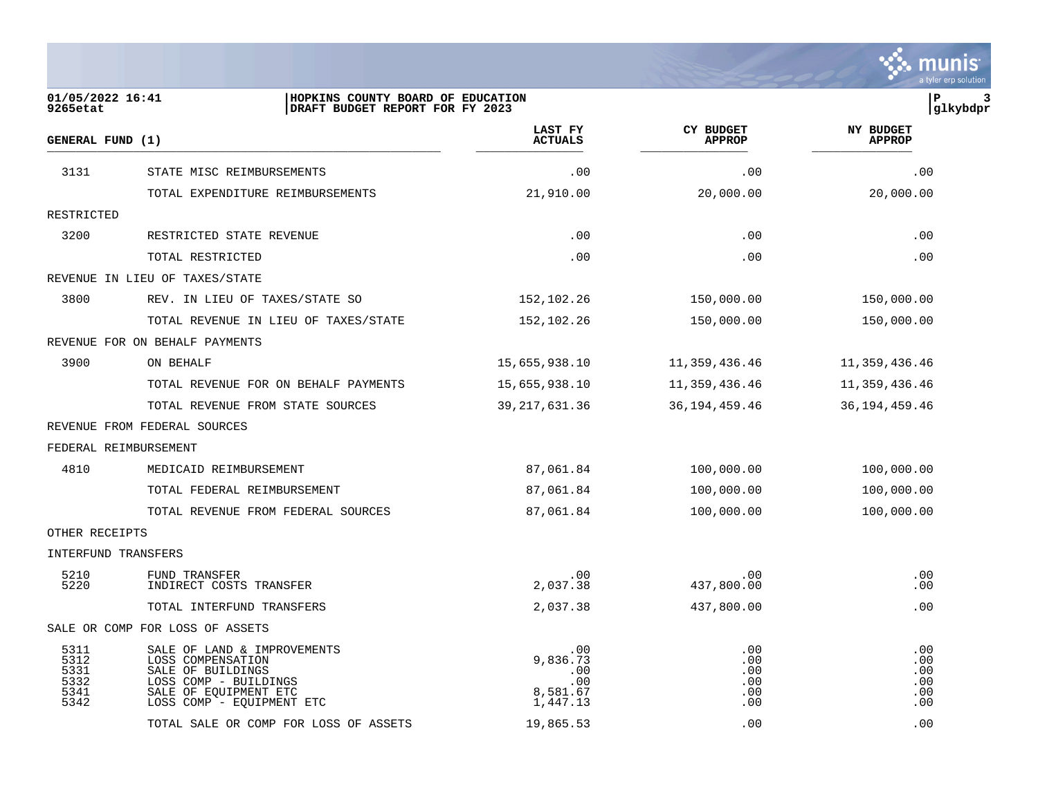**HOPKINS COUNTY BOARD OF EDUCATION**
**DRAFT BUDGET REPORT FOR FY 2023**

01/05/2022 16:41
9265etat

| GENERAL FUND (1) | | LAST FY ACTUALS | CY BUDGET APPROP | NY BUDGET APPROP |
|---|---|---|---|---|
| 3131 | STATE MISC REIMBURSEMENTS | .00 | .00 | .00 |
| | TOTAL EXPENDITURE REIMBURSEMENTS | 21,910.00 | 20,000.00 | 20,000.00 |
| RESTRICTED | | | | |
| 3200 | RESTRICTED STATE REVENUE | .00 | .00 | .00 |
| | TOTAL RESTRICTED | .00 | .00 | .00 |
| REVENUE IN LIEU OF TAXES/STATE | | | | |
| 3800 | REV. IN LIEU OF TAXES/STATE SO | 152,102.26 | 150,000.00 | 150,000.00 |
| | TOTAL REVENUE IN LIEU OF TAXES/STATE | 152,102.26 | 150,000.00 | 150,000.00 |
| REVENUE FOR ON BEHALF PAYMENTS | | | | |
| 3900 | ON BEHALF | 15,655,938.10 | 11,359,436.46 | 11,359,436.46 |
| | TOTAL REVENUE FOR ON BEHALF PAYMENTS | 15,655,938.10 | 11,359,436.46 | 11,359,436.46 |
| | TOTAL REVENUE FROM STATE SOURCES | 39,217,631.36 | 36,194,459.46 | 36,194,459.46 |
| REVENUE FROM FEDERAL SOURCES | | | | |
| FEDERAL REIMBURSEMENT | | | | |
| 4810 | MEDICAID REIMBURSEMENT | 87,061.84 | 100,000.00 | 100,000.00 |
| | TOTAL FEDERAL REIMBURSEMENT | 87,061.84 | 100,000.00 | 100,000.00 |
| | TOTAL REVENUE FROM FEDERAL SOURCES | 87,061.84 | 100,000.00 | 100,000.00 |
| OTHER RECEIPTS | | | | |
| INTERFUND TRANSFERS | | | | |
| 5210 | FUND TRANSFER | .00 | .00 | .00 |
| 5220 | INDIRECT COSTS TRANSFER | 2,037.38 | 437,800.00 | .00 |
| | TOTAL INTERFUND TRANSFERS | 2,037.38 | 437,800.00 | .00 |
| SALE OR COMP FOR LOSS OF ASSETS | | | | |
| 5311 | SALE OF LAND & IMPROVEMENTS | .00 | .00 | .00 |
| 5312 | LOSS COMPENSATION | 9,836.73 | .00 | .00 |
| 5331 | SALE OF BUILDINGS | .00 | .00 | .00 |
| 5332 | LOSS COMP - BUILDINGS | .00 | .00 | .00 |
| 5341 | SALE OF EQUIPMENT ETC | 8,581.67 | .00 | .00 |
| 5342 | LOSS COMP - EQUIPMENT ETC | 1,447.13 | .00 | .00 |
| | TOTAL SALE OR COMP FOR LOSS OF ASSETS | 19,865.53 | .00 | .00 |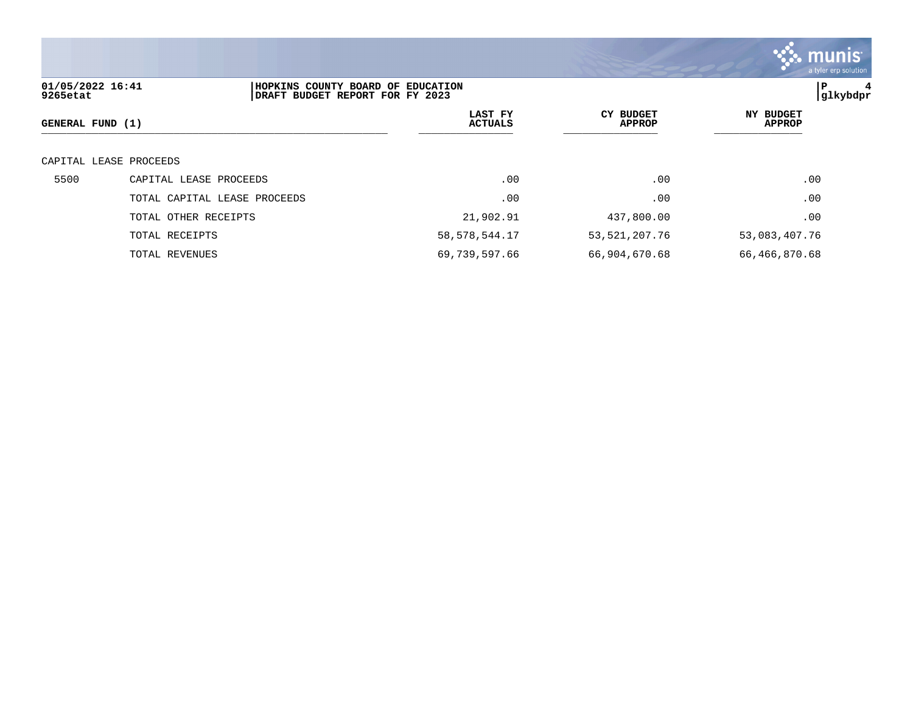| GENERAL FUND (1) | | LAST FY ACTUALS | CY BUDGET APPROP | NY BUDGET APPROP |
|---|---|---|---|---|
| CAPITAL LEASE PROCEEDS | | | | |
| 5500 | CAPITAL LEASE PROCEEDS | .00 | .00 | .00 |
| | TOTAL CAPITAL LEASE PROCEEDS | .00 | .00 | .00 |
| | TOTAL OTHER RECEIPTS | 21,902.91 | 437,800.00 | .00 |
| | TOTAL RECEIPTS | 58,578,544.17 | 53,521,207.76 | 53,083,407.76 |
| | TOTAL REVENUES | 69,739,597.66 | 66,904,670.68 | 66,466,870.68 |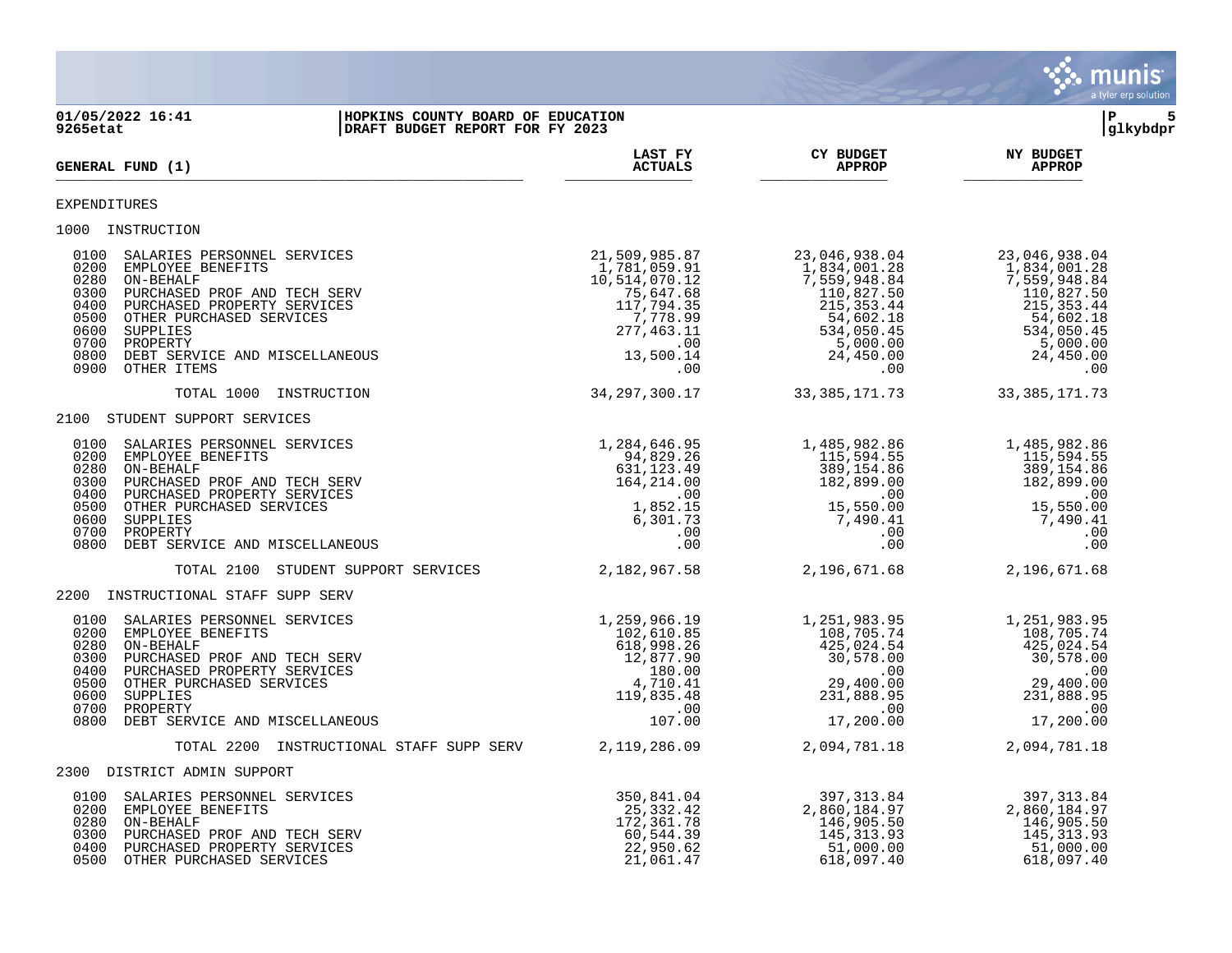**01/05/2022 16:41** | **HOPKINS COUNTY BOARD OF EDUCATION**
**9265etat** | **DRAFT BUDGET REPORT FOR FY 2023**

| GENERAL FUND (1) | LAST FY ACTUALS | CY BUDGET APPROP | NY BUDGET APPROP |
|---|---|---|---|
| **EXPENDITURES** | | | |
| **1000 INSTRUCTION** | | | |
| 0100 SALARIES PERSONNEL SERVICES | 21,509,985.87 | 23,046,938.04 | 23,046,938.04 |
| 0200 EMPLOYEE BENEFITS | 1,781,059.91 | 1,834,001.28 | 1,834,001.28 |
| 0280 ON-BEHALF | 10,514,070.12 | 7,559,948.84 | 7,559,948.84 |
| 0300 PURCHASED PROF AND TECH SERV | 75,647.68 | 110,827.50 | 110,827.50 |
| 0400 PURCHASED PROPERTY SERVICES | 117,794.35 | 215,353.44 | 215,353.44 |
| 0500 OTHER PURCHASED SERVICES | 7,778.99 | 54,602.18 | 54,602.18 |
| 0600 SUPPLIES | 277,463.11 | 534,050.45 | 534,050.45 |
| 0700 PROPERTY | .00 | 5,000.00 | 5,000.00 |
| 0800 DEBT SERVICE AND MISCELLANEOUS | 13,500.14 | 24,450.00 | 24,450.00 |
| 0900 OTHER ITEMS | .00 | .00 | .00 |
| TOTAL 1000 INSTRUCTION | 34,297,300.17 | 33,385,171.73 | 33,385,171.73 |
| **2100 STUDENT SUPPORT SERVICES** | | | |
| 0100 SALARIES PERSONNEL SERVICES | 1,284,646.95 | 1,485,982.86 | 1,485,982.86 |
| 0200 EMPLOYEE BENEFITS | 94,829.26 | 115,594.55 | 115,594.55 |
| 0280 ON-BEHALF | 631,123.49 | 389,154.86 | 389,154.86 |
| 0300 PURCHASED PROF AND TECH SERV | 164,214.00 | 182,899.00 | 182,899.00 |
| 0400 PURCHASED PROPERTY SERVICES | .00 | .00 | .00 |
| 0500 OTHER PURCHASED SERVICES | 1,852.15 | 15,550.00 | 15,550.00 |
| 0600 SUPPLIES | 6,301.73 | 7,490.41 | 7,490.41 |
| 0700 PROPERTY | .00 | .00 | .00 |
| 0800 DEBT SERVICE AND MISCELLANEOUS | .00 | .00 | .00 |
| TOTAL 2100 STUDENT SUPPORT SERVICES | 2,182,967.58 | 2,196,671.68 | 2,196,671.68 |
| **2200 INSTRUCTIONAL STAFF SUPP SERV** | | | |
| 0100 SALARIES PERSONNEL SERVICES | 1,259,966.19 | 1,251,983.95 | 1,251,983.95 |
| 0200 EMPLOYEE BENEFITS | 102,610.85 | 108,705.74 | 108,705.74 |
| 0280 ON-BEHALF | 618,998.26 | 425,024.54 | 425,024.54 |
| 0300 PURCHASED PROF AND TECH SERV | 12,877.90 | 30,578.00 | 30,578.00 |
| 0400 PURCHASED PROPERTY SERVICES | 180.00 | .00 | .00 |
| 0500 OTHER PURCHASED SERVICES | 4,710.41 | 29,400.00 | 29,400.00 |
| 0600 SUPPLIES | 119,835.48 | 231,888.95 | 231,888.95 |
| 0700 PROPERTY | .00 | .00 | .00 |
| 0800 DEBT SERVICE AND MISCELLANEOUS | 107.00 | 17,200.00 | 17,200.00 |
| TOTAL 2200 INSTRUCTIONAL STAFF SUPP SERV | 2,119,286.09 | 2,094,781.18 | 2,094,781.18 |
| **2300 DISTRICT ADMIN SUPPORT** | | | |
| 0100 SALARIES PERSONNEL SERVICES | 350,841.04 | 397,313.84 | 397,313.84 |
| 0200 EMPLOYEE BENEFITS | 25,332.42 | 2,860,184.97 | 2,860,184.97 |
| 0280 ON-BEHALF | 172,361.78 | 146,905.50 | 146,905.50 |
| 0300 PURCHASED PROF AND TECH SERV | 60,544.39 | 145,313.93 | 145,313.93 |
| 0400 PURCHASED PROPERTY SERVICES | 22,950.62 | 51,000.00 | 51,000.00 |
| 0500 OTHER PURCHASED SERVICES | 21,061.47 | 618,097.40 | 618,097.40 |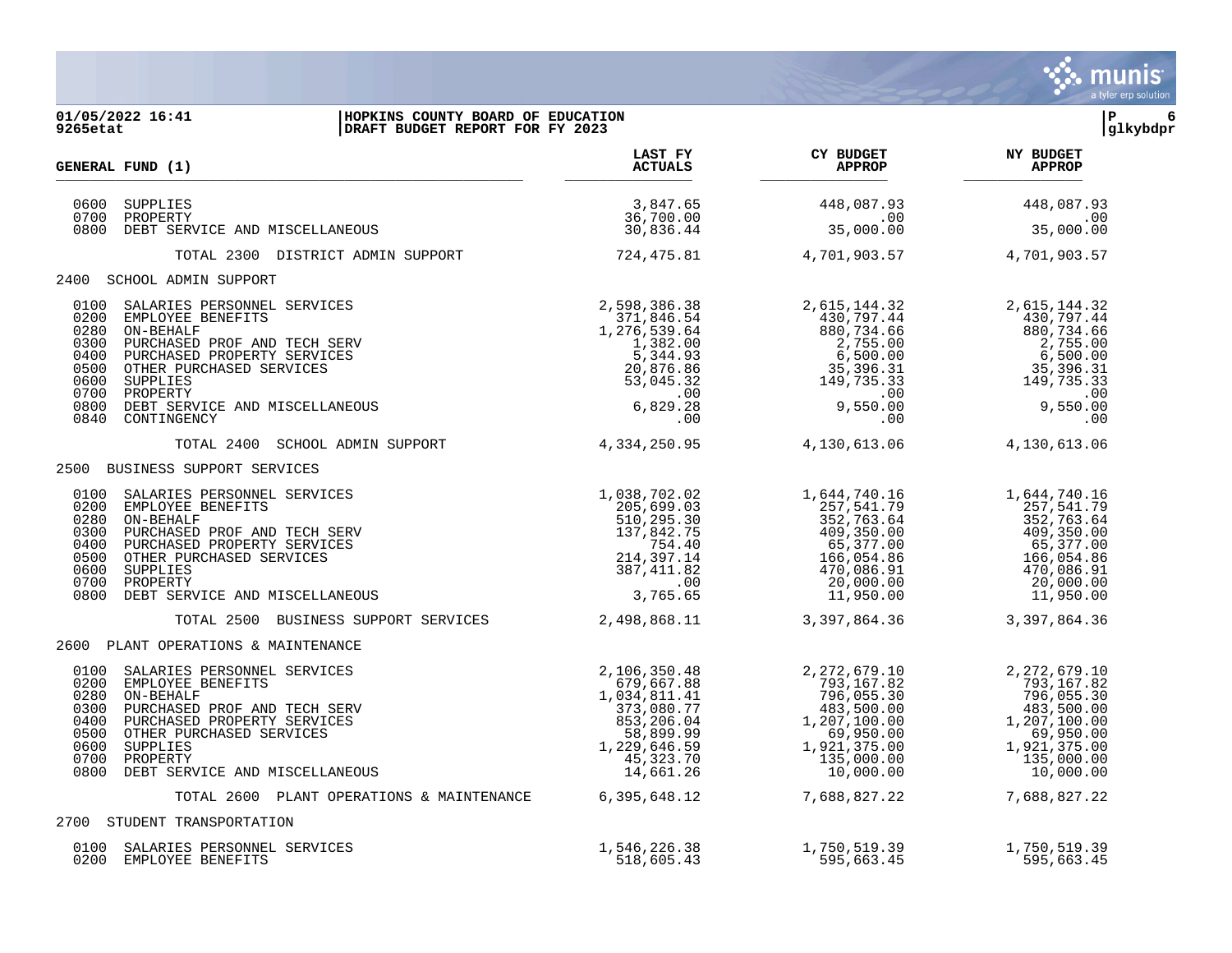| GENERAL FUND (1) | LAST FY ACTUALS | CY BUDGET APPROP | NY BUDGET APPROP |
|---|---|---|---|
| 0600 SUPPLIES | 3,847.65 | 448,087.93 | 448,087.93 |
| 0700 PROPERTY | 36,700.00 | .00 | .00 |
| 0800 DEBT SERVICE AND MISCELLANEOUS | 30,836.44 | 35,000.00 | 35,000.00 |
| TOTAL 2300 DISTRICT ADMIN SUPPORT | 724,475.81 | 4,701,903.57 | 4,701,903.57 |
| **2400 SCHOOL ADMIN SUPPORT** | | | |
| 0100 SALARIES PERSONNEL SERVICES | 2,598,386.38 | 2,615,144.32 | 2,615,144.32 |
| 0200 EMPLOYEE BENEFITS | 371,846.54 | 430,797.44 | 430,797.44 |
| 0280 ON-BEHALF | 1,276,539.64 | 880,734.66 | 880,734.66 |
| 0300 PURCHASED PROF AND TECH SERV | 1,382.00 | 2,755.00 | 2,755.00 |
| 0400 PURCHASED PROPERTY SERVICES | 5,344.93 | 6,500.00 | 6,500.00 |
| 0500 OTHER PURCHASED SERVICES | 20,876.86 | 35,396.31 | 35,396.31 |
| 0600 SUPPLIES | 53,045.32 | 149,735.33 | 149,735.33 |
| 0700 PROPERTY | .00 | .00 | .00 |
| 0800 DEBT SERVICE AND MISCELLANEOUS | 6,829.28 | 9,550.00 | 9,550.00 |
| 0840 CONTINGENCY | .00 | .00 | .00 |
| TOTAL 2400 SCHOOL ADMIN SUPPORT | 4,334,250.95 | 4,130,613.06 | 4,130,613.06 |
| **2500 BUSINESS SUPPORT SERVICES** | | | |
| 0100 SALARIES PERSONNEL SERVICES | 1,038,702.02 | 1,644,740.16 | 1,644,740.16 |
| 0200 EMPLOYEE BENEFITS | 205,699.03 | 257,541.79 | 257,541.79 |
| 0280 ON-BEHALF | 510,295.30 | 352,763.64 | 352,763.64 |
| 0300 PURCHASED PROF AND TECH SERV | 137,842.75 | 409,350.00 | 409,350.00 |
| 0400 PURCHASED PROPERTY SERVICES | 754.40 | 65,377.00 | 65,377.00 |
| 0500 OTHER PURCHASED SERVICES | 214,397.14 | 166,054.86 | 166,054.86 |
| 0600 SUPPLIES | 387,411.82 | 470,086.91 | 470,086.91 |
| 0700 PROPERTY | .00 | 20,000.00 | 20,000.00 |
| 0800 DEBT SERVICE AND MISCELLANEOUS | 3,765.65 | 11,950.00 | 11,950.00 |
| TOTAL 2500 BUSINESS SUPPORT SERVICES | 2,498,868.11 | 3,397,864.36 | 3,397,864.36 |
| **2600 PLANT OPERATIONS & MAINTENANCE** | | | |
| 0100 SALARIES PERSONNEL SERVICES | 2,106,350.48 | 2,272,679.10 | 2,272,679.10 |
| 0200 EMPLOYEE BENEFITS | 679,667.88 | 793,167.82 | 793,167.82 |
| 0280 ON-BEHALF | 1,034,811.41 | 796,055.30 | 796,055.30 |
| 0300 PURCHASED PROF AND TECH SERV | 373,080.77 | 483,500.00 | 483,500.00 |
| 0400 PURCHASED PROPERTY SERVICES | 853,206.04 | 1,207,100.00 | 1,207,100.00 |
| 0500 OTHER PURCHASED SERVICES | 58,899.99 | 69,950.00 | 69,950.00 |
| 0600 SUPPLIES | 1,229,646.59 | 1,921,375.00 | 1,921,375.00 |
| 0700 PROPERTY | 45,323.70 | 135,000.00 | 135,000.00 |
| 0800 DEBT SERVICE AND MISCELLANEOUS | 14,661.26 | 10,000.00 | 10,000.00 |
| TOTAL 2600 PLANT OPERATIONS & MAINTENANCE | 6,395,648.12 | 7,688,827.22 | 7,688,827.22 |
| **2700 STUDENT TRANSPORTATION** | | | |
| 0100 SALARIES PERSONNEL SERVICES | 1,546,226.38 | 1,750,519.39 | 1,750,519.39 |
| 0200 EMPLOYEE BENEFITS | 518,605.43 | 595,663.45 | 595,663.45 |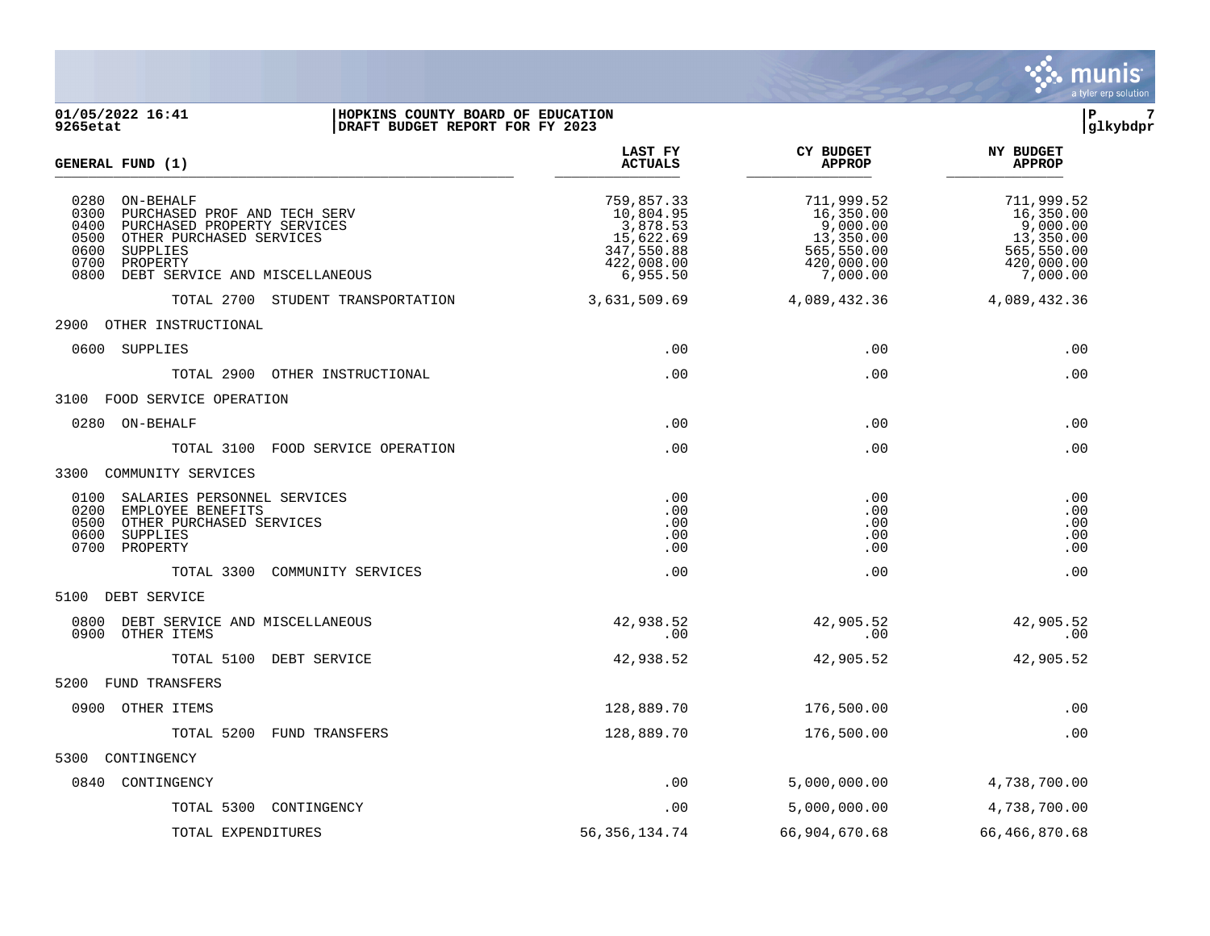01/05/2022 16:41 | HOPKINS COUNTY BOARD OF EDUCATION
9265etat | DRAFT BUDGET REPORT FOR FY 2023

| GENERAL FUND (1) | LAST FY ACTUALS | CY BUDGET APPROP | NY BUDGET APPROP |
|---|---|---|---|
| 0280 ON-BEHALF | 759,857.33 | 711,999.52 | 711,999.52 |
| 0300 PURCHASED PROF AND TECH SERV | 10,804.95 | 16,350.00 | 16,350.00 |
| 0400 PURCHASED PROPERTY SERVICES | 3,878.53 | 9,000.00 | 9,000.00 |
| 0500 OTHER PURCHASED SERVICES | 15,622.69 | 13,350.00 | 13,350.00 |
| 0600 SUPPLIES | 347,550.88 | 565,550.00 | 565,550.00 |
| 0700 PROPERTY | 422,008.00 | 420,000.00 | 420,000.00 |
| 0800 DEBT SERVICE AND MISCELLANEOUS | 6,955.50 | 7,000.00 | 7,000.00 |
| TOTAL 2700 STUDENT TRANSPORTATION | 3,631,509.69 | 4,089,432.36 | 4,089,432.36 |
| 2900 OTHER INSTRUCTIONAL | | | |
| 0600 SUPPLIES | .00 | .00 | .00 |
| TOTAL 2900 OTHER INSTRUCTIONAL | .00 | .00 | .00 |
| 3100 FOOD SERVICE OPERATION | | | |
| 0280 ON-BEHALF | .00 | .00 | .00 |
| TOTAL 3100 FOOD SERVICE OPERATION | .00 | .00 | .00 |
| 3300 COMMUNITY SERVICES | | | |
| 0100 SALARIES PERSONNEL SERVICES | .00 | .00 | .00 |
| 0200 EMPLOYEE BENEFITS | .00 | .00 | .00 |
| 0500 OTHER PURCHASED SERVICES | .00 | .00 | .00 |
| 0600 SUPPLIES | .00 | .00 | .00 |
| 0700 PROPERTY | .00 | .00 | .00 |
| TOTAL 3300 COMMUNITY SERVICES | .00 | .00 | .00 |
| 5100 DEBT SERVICE | | | |
| 0800 DEBT SERVICE AND MISCELLANEOUS | 42,938.52 | 42,905.52 | 42,905.52 |
| 0900 OTHER ITEMS | .00 | .00 | .00 |
| TOTAL 5100 DEBT SERVICE | 42,938.52 | 42,905.52 | 42,905.52 |
| 5200 FUND TRANSFERS | | | |
| 0900 OTHER ITEMS | 128,889.70 | 176,500.00 | .00 |
| TOTAL 5200 FUND TRANSFERS | 128,889.70 | 176,500.00 | .00 |
| 5300 CONTINGENCY | | | |
| 0840 CONTINGENCY | .00 | 5,000,000.00 | 4,738,700.00 |
| TOTAL 5300 CONTINGENCY | .00 | 5,000,000.00 | 4,738,700.00 |
| TOTAL EXPENDITURES | 56,356,134.74 | 66,904,670.68 | 66,466,870.68 |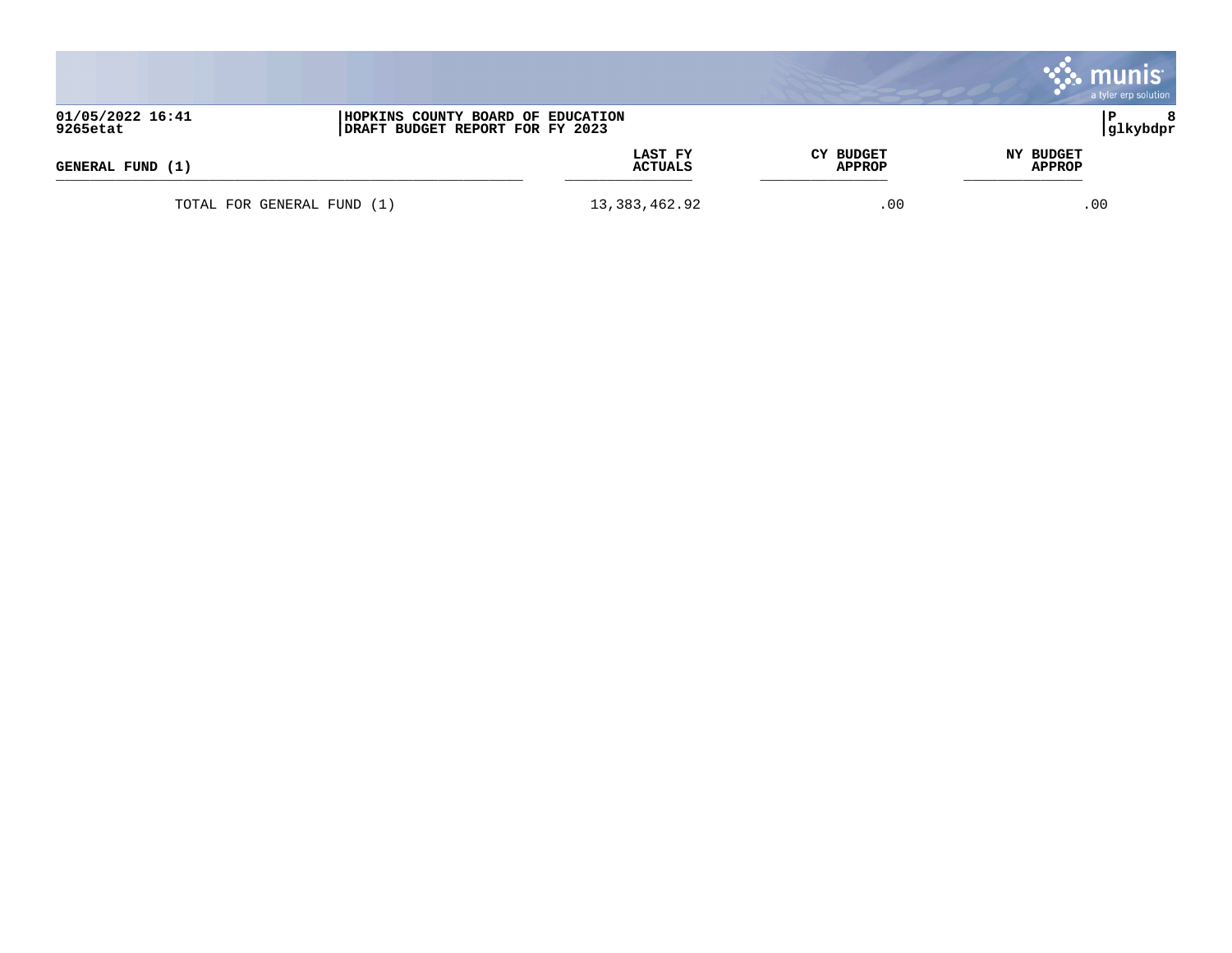| GENERAL FUND (1) | LAST FY ACTUALS | CY BUDGET APPROP | NY BUDGET APPROP |
|---|---|---|---|
| TOTAL FOR GENERAL FUND (1) | 13,383,462.92 | .00 | .00 |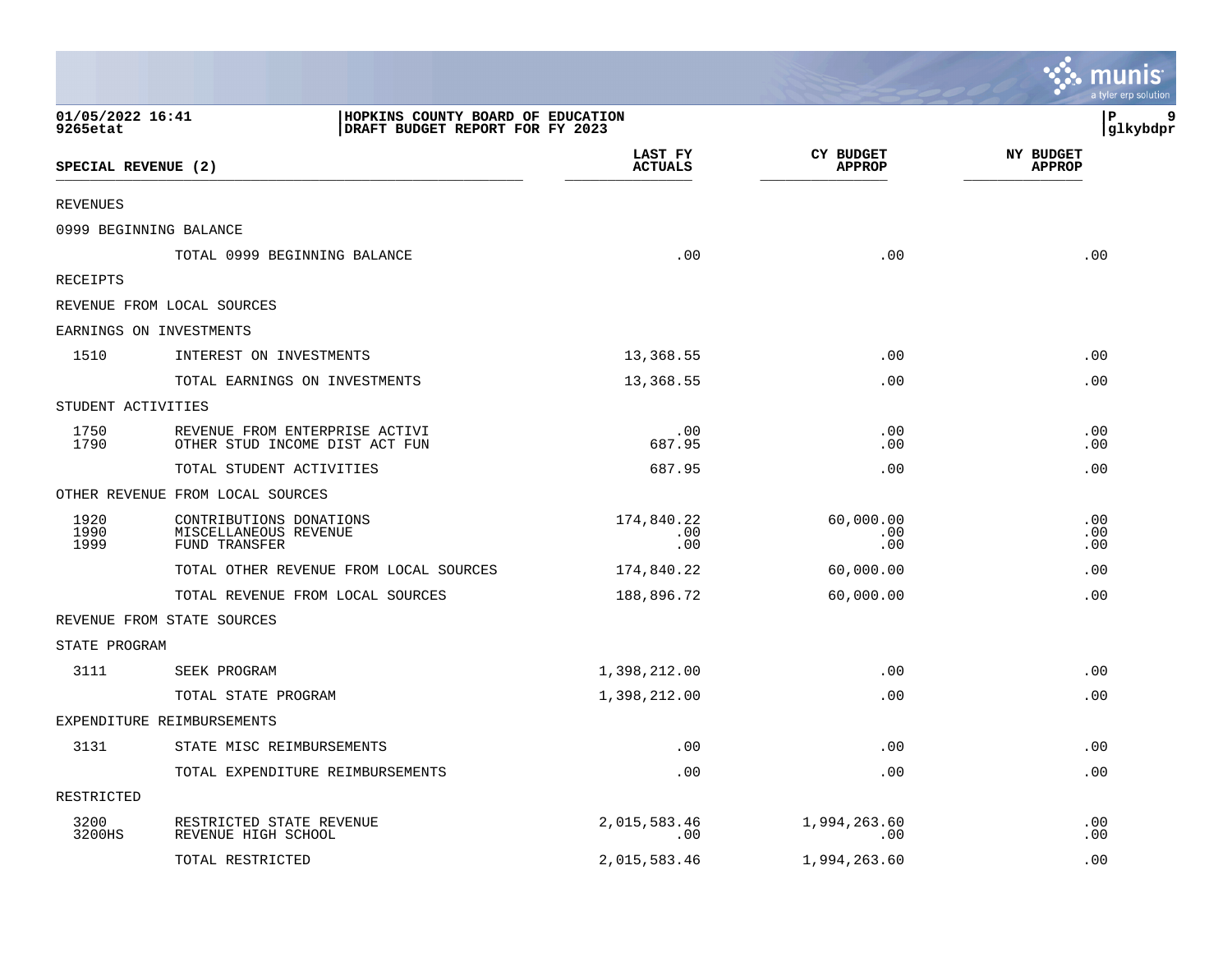**HOPKINS COUNTY BOARD OF EDUCATION**
**DRAFT BUDGET REPORT FOR FY 2023**

01/05/2022 16:41
9265etat

| SPECIAL REVENUE (2) | | LAST FY ACTUALS | CY BUDGET APPROP | NY BUDGET APPROP |
|---|---|---|---|---|
| REVENUES | | | | |
| 0999 BEGINNING BALANCE | | | | |
| | TOTAL 0999 BEGINNING BALANCE | .00 | .00 | .00 |
| RECEIPTS | | | | |
| REVENUE FROM LOCAL SOURCES | | | | |
| EARNINGS ON INVESTMENTS | | | | |
| 1510 | INTEREST ON INVESTMENTS | 13,368.55 | .00 | .00 |
| | TOTAL EARNINGS ON INVESTMENTS | 13,368.55 | .00 | .00 |
| STUDENT ACTIVITIES | | | | |
| 1750 | REVENUE FROM ENTERPRISE ACTIVI | .00 | .00 | .00 |
| 1790 | OTHER STUD INCOME DIST ACT FUN | 687.95 | .00 | .00 |
| | TOTAL STUDENT ACTIVITIES | 687.95 | .00 | .00 |
| OTHER REVENUE FROM LOCAL SOURCES | | | | |
| 1920 | CONTRIBUTIONS DONATIONS | 174,840.22 | 60,000.00 | .00 |
| 1990 | MISCELLANEOUS REVENUE | .00 | .00 | .00 |
| 1999 | FUND TRANSFER | .00 | .00 | .00 |
| | TOTAL OTHER REVENUE FROM LOCAL SOURCES | 174,840.22 | 60,000.00 | .00 |
| | TOTAL REVENUE FROM LOCAL SOURCES | 188,896.72 | 60,000.00 | .00 |
| REVENUE FROM STATE SOURCES | | | | |
| STATE PROGRAM | | | | |
| 3111 | SEEK PROGRAM | 1,398,212.00 | .00 | .00 |
| | TOTAL STATE PROGRAM | 1,398,212.00 | .00 | .00 |
| EXPENDITURE REIMBURSEMENTS | | | | |
| 3131 | STATE MISC REIMBURSEMENTS | .00 | .00 | .00 |
| | TOTAL EXPENDITURE REIMBURSEMENTS | .00 | .00 | .00 |
| RESTRICTED | | | | |
| 3200 | RESTRICTED STATE REVENUE | 2,015,583.46 | 1,994,263.60 | .00 |
| 3200HS | REVENUE HIGH SCHOOL | .00 | .00 | .00 |
| | TOTAL RESTRICTED | 2,015,583.46 | 1,994,263.60 | .00 |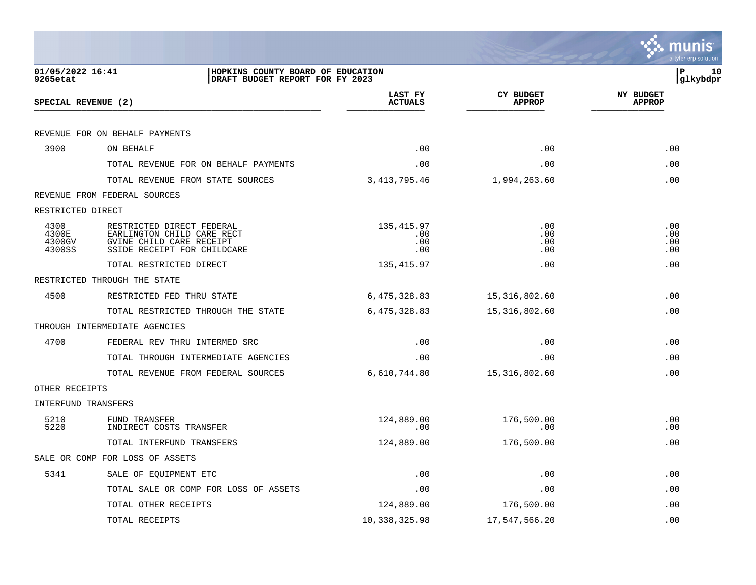HOPKINS COUNTY BOARD OF EDUCATION
DRAFT BUDGET REPORT FOR FY 2023

01/05/2022 16:41
9265etat

glkybdpr

| SPECIAL REVENUE (2) | | LAST FY ACTUALS | CY BUDGET APPROP | NY BUDGET APPROP |
|---|---|---|---|---|
| REVENUE FOR ON BEHALF PAYMENTS | | | | |
| 3900 | ON BEHALF | .00 | .00 | .00 |
| | TOTAL REVENUE FOR ON BEHALF PAYMENTS | .00 | .00 | .00 |
| | TOTAL REVENUE FROM STATE SOURCES | 3,413,795.46 | 1,994,263.60 | .00 |
| REVENUE FROM FEDERAL SOURCES | | | | |
| RESTRICTED DIRECT | | | | |
| 4300 | RESTRICTED DIRECT FEDERAL | 135,415.97 | .00 | .00 |
| 4300E | EARLINGTON CHILD CARE RECT | .00 | .00 | .00 |
| 4300GV | GVINE CHILD CARE RECEIPT | .00 | .00 | .00 |
| 4300SS | SSIDE RECEIPT FOR CHILDCARE | .00 | .00 | .00 |
| | TOTAL RESTRICTED DIRECT | 135,415.97 | .00 | .00 |
| RESTRICTED THROUGH THE STATE | | | | |
| 4500 | RESTRICTED FED THRU STATE | 6,475,328.83 | 15,316,802.60 | .00 |
| | TOTAL RESTRICTED THROUGH THE STATE | 6,475,328.83 | 15,316,802.60 | .00 |
| THROUGH INTERMEDIATE AGENCIES | | | | |
| 4700 | FEDERAL REV THRU INTERMED SRC | .00 | .00 | .00 |
| | TOTAL THROUGH INTERMEDIATE AGENCIES | .00 | .00 | .00 |
| | TOTAL REVENUE FROM FEDERAL SOURCES | 6,610,744.80 | 15,316,802.60 | .00 |
| OTHER RECEIPTS | | | | |
| INTERFUND TRANSFERS | | | | |
| 5210 | FUND TRANSFER | 124,889.00 | 176,500.00 | .00 |
| 5220 | INDIRECT COSTS TRANSFER | .00 | .00 | .00 |
| | TOTAL INTERFUND TRANSFERS | 124,889.00 | 176,500.00 | .00 |
| SALE OR COMP FOR LOSS OF ASSETS | | | | |
| 5341 | SALE OF EQUIPMENT ETC | .00 | .00 | .00 |
| | TOTAL SALE OR COMP FOR LOSS OF ASSETS | .00 | .00 | .00 |
| | TOTAL OTHER RECEIPTS | 124,889.00 | 176,500.00 | .00 |
| | TOTAL RECEIPTS | 10,338,325.98 | 17,547,566.20 | .00 |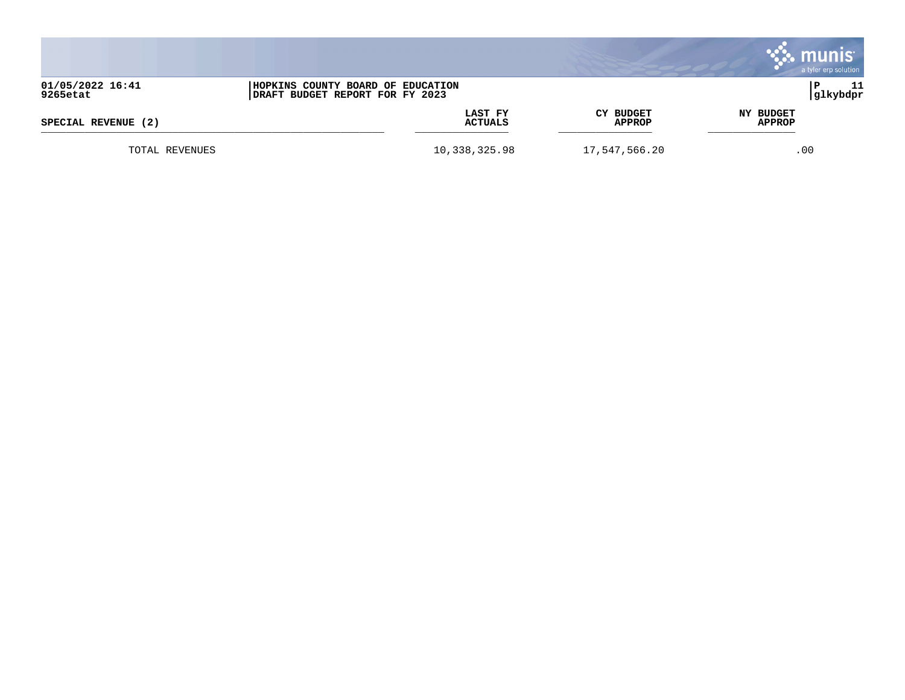| SPECIAL REVENUE (2) | LAST FY ACTUALS | CY BUDGET APPROP | NY BUDGET APPROP |
|---|---|---|---|
| TOTAL REVENUES | 10,338,325.98 | 17,547,566.20 | .00 |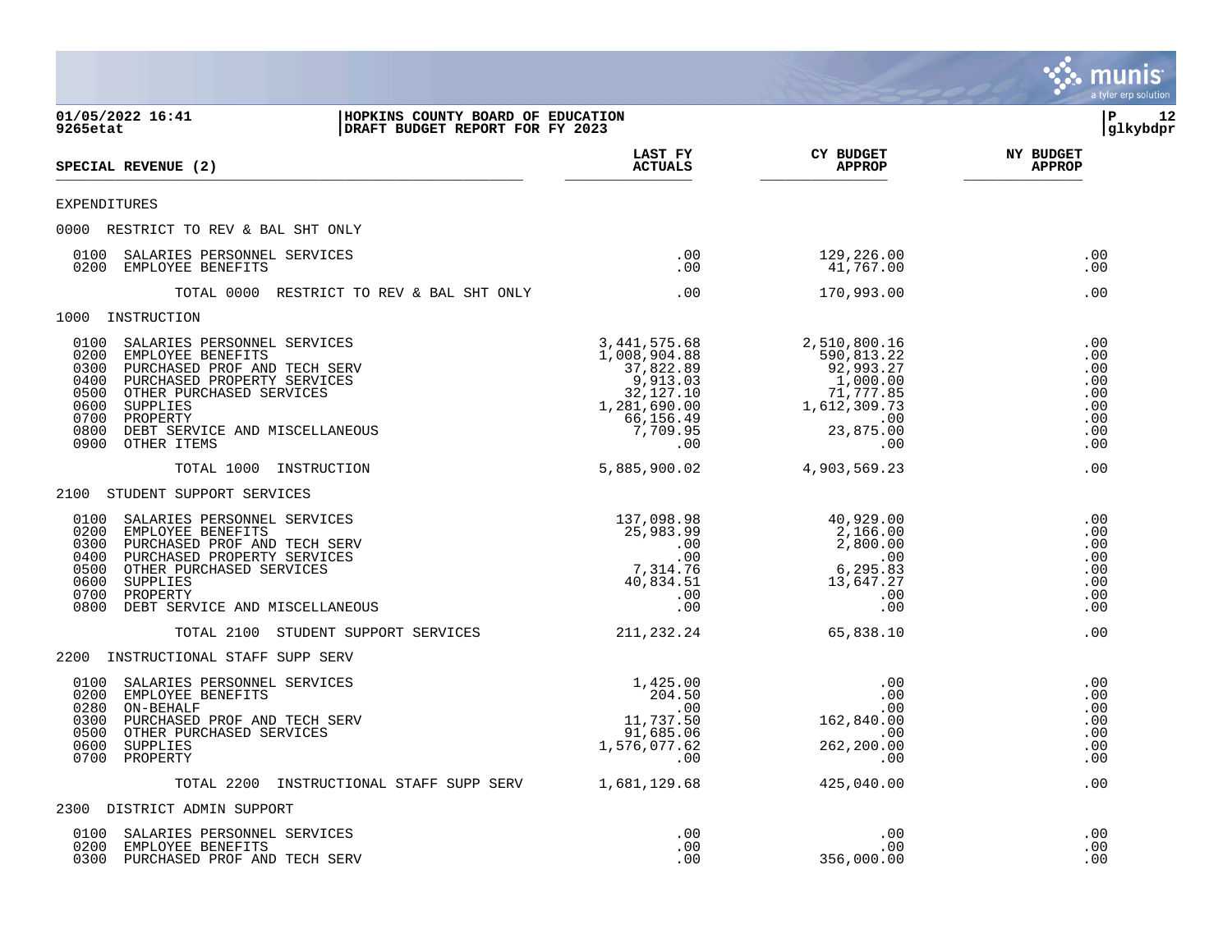HOPKINS COUNTY BOARD OF EDUCATION
DRAFT BUDGET REPORT FOR FY 2023

| SPECIAL REVENUE (2) | LAST FY ACTUALS | CY BUDGET APPROP | NY BUDGET APPROP |
|---|---|---|---|
| EXPENDITURES | | | |
| 0000 RESTRICT TO REV & BAL SHT ONLY | | | |
| 0100 SALARIES PERSONNEL SERVICES | .00 | 129,226.00 | .00 |
| 0200 EMPLOYEE BENEFITS | .00 | 41,767.00 | .00 |
| TOTAL 0000 RESTRICT TO REV & BAL SHT ONLY | .00 | 170,993.00 | .00 |
| 1000 INSTRUCTION | | | |
| 0100 SALARIES PERSONNEL SERVICES | 3,441,575.68 | 2,510,800.16 | .00 |
| 0200 EMPLOYEE BENEFITS | 1,008,904.88 | 590,813.22 | .00 |
| 0300 PURCHASED PROF AND TECH SERV | 37,822.89 | 92,993.27 | .00 |
| 0400 PURCHASED PROPERTY SERVICES | 9,913.03 | 1,000.00 | .00 |
| 0500 OTHER PURCHASED SERVICES | 32,127.10 | 71,777.85 | .00 |
| 0600 SUPPLIES | 1,281,690.00 | 1,612,309.73 | .00 |
| 0700 PROPERTY | 66,156.49 | .00 | .00 |
| 0800 DEBT SERVICE AND MISCELLANEOUS | 7,709.95 | 23,875.00 | .00 |
| 0900 OTHER ITEMS | .00 | .00 | .00 |
| TOTAL 1000 INSTRUCTION | 5,885,900.02 | 4,903,569.23 | .00 |
| 2100 STUDENT SUPPORT SERVICES | | | |
| 0100 SALARIES PERSONNEL SERVICES | 137,098.98 | 40,929.00 | .00 |
| 0200 EMPLOYEE BENEFITS | 25,983.99 | 2,166.00 | .00 |
| 0300 PURCHASED PROF AND TECH SERV | .00 | 2,800.00 | .00 |
| 0400 PURCHASED PROPERTY SERVICES | .00 | .00 | .00 |
| 0500 OTHER PURCHASED SERVICES | 7,314.76 | 6,295.83 | .00 |
| 0600 SUPPLIES | 40,834.51 | 13,647.27 | .00 |
| 0700 PROPERTY | .00 | .00 | .00 |
| 0800 DEBT SERVICE AND MISCELLANEOUS | .00 | .00 | .00 |
| TOTAL 2100 STUDENT SUPPORT SERVICES | 211,232.24 | 65,838.10 | .00 |
| 2200 INSTRUCTIONAL STAFF SUPP SERV | | | |
| 0100 SALARIES PERSONNEL SERVICES | 1,425.00 | .00 | .00 |
| 0200 EMPLOYEE BENEFITS | 204.50 | .00 | .00 |
| 0280 ON-BEHALF | .00 | .00 | .00 |
| 0300 PURCHASED PROF AND TECH SERV | 11,737.50 | 162,840.00 | .00 |
| 0500 OTHER PURCHASED SERVICES | 91,685.06 | .00 | .00 |
| 0600 SUPPLIES | 1,576,077.62 | 262,200.00 | .00 |
| 0700 PROPERTY | .00 | .00 | .00 |
| TOTAL 2200 INSTRUCTIONAL STAFF SUPP SERV | 1,681,129.68 | 425,040.00 | .00 |
| 2300 DISTRICT ADMIN SUPPORT | | | |
| 0100 SALARIES PERSONNEL SERVICES | .00 | .00 | .00 |
| 0200 EMPLOYEE BENEFITS | .00 | .00 | .00 |
| 0300 PURCHASED PROF AND TECH SERV | .00 | 356,000.00 | .00 |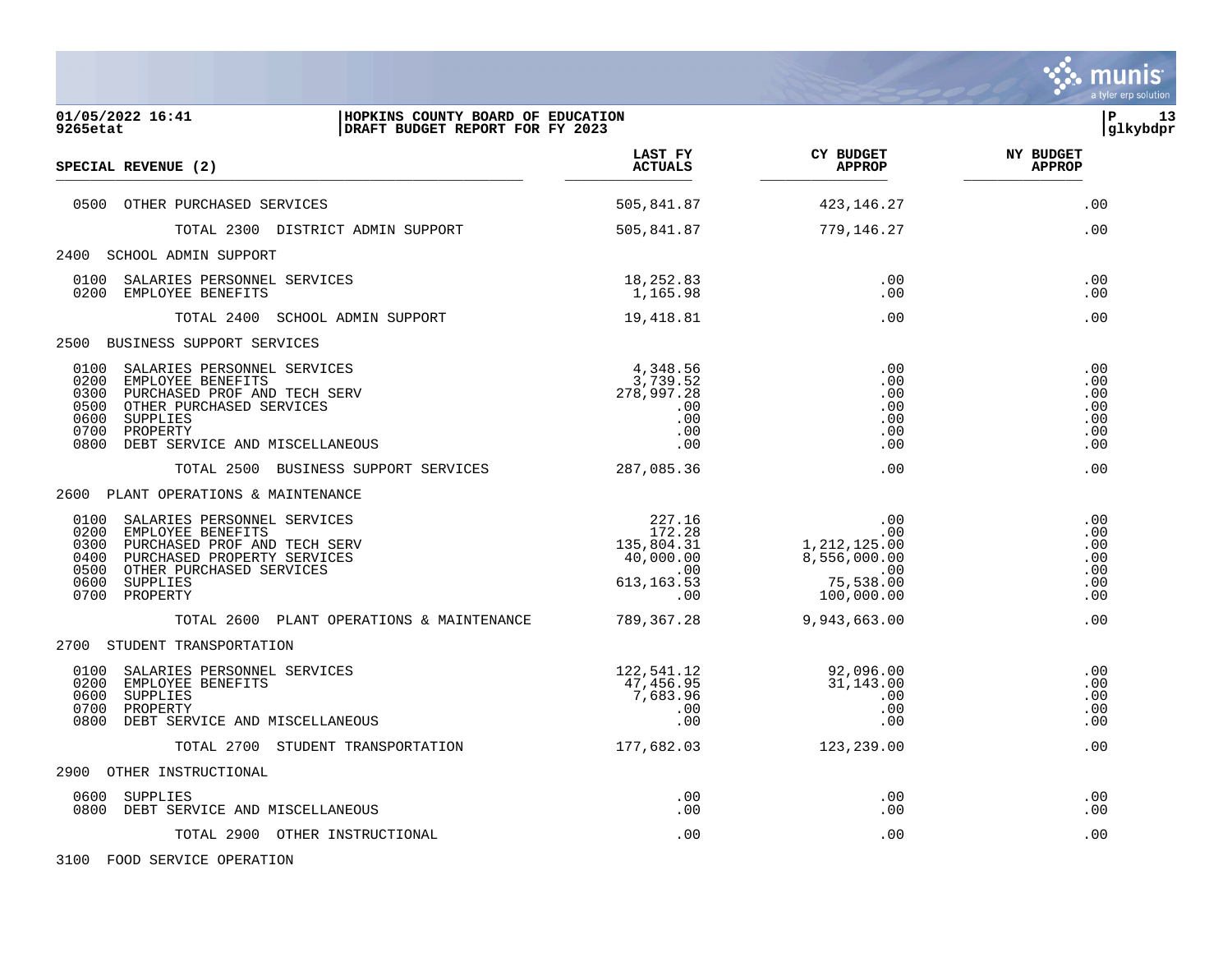HOPKINS COUNTY BOARD OF EDUCATION
DRAFT BUDGET REPORT FOR FY 2023

| SPECIAL REVENUE (2) | LAST FY ACTUALS | CY BUDGET APPROP | NY BUDGET APPROP |
|---|---|---|---|
| 0500 OTHER PURCHASED SERVICES | 505,841.87 | 423,146.27 | .00 |
| TOTAL 2300 DISTRICT ADMIN SUPPORT | 505,841.87 | 779,146.27 | .00 |
| 2400 SCHOOL ADMIN SUPPORT | | | |
| 0100 SALARIES PERSONNEL SERVICES | 18,252.83 | .00 | .00 |
| 0200 EMPLOYEE BENEFITS | 1,165.98 | .00 | .00 |
| TOTAL 2400 SCHOOL ADMIN SUPPORT | 19,418.81 | .00 | .00 |
| 2500 BUSINESS SUPPORT SERVICES | | | |
| 0100 SALARIES PERSONNEL SERVICES | 4,348.56 | .00 | .00 |
| 0200 EMPLOYEE BENEFITS | 3,739.52 | .00 | .00 |
| 0300 PURCHASED PROF AND TECH SERV | 278,997.28 | .00 | .00 |
| 0500 OTHER PURCHASED SERVICES | .00 | .00 | .00 |
| 0600 SUPPLIES | .00 | .00 | .00 |
| 0700 PROPERTY | .00 | .00 | .00 |
| 0800 DEBT SERVICE AND MISCELLANEOUS | .00 | .00 | .00 |
| TOTAL 2500 BUSINESS SUPPORT SERVICES | 287,085.36 | .00 | .00 |
| 2600 PLANT OPERATIONS & MAINTENANCE | | | |
| 0100 SALARIES PERSONNEL SERVICES | 227.16 | .00 | .00 |
| 0200 EMPLOYEE BENEFITS | 172.28 | .00 | .00 |
| 0300 PURCHASED PROF AND TECH SERV | 135,804.31 | 1,212,125.00 | .00 |
| 0400 PURCHASED PROPERTY SERVICES | 40,000.00 | 8,556,000.00 | .00 |
| 0500 OTHER PURCHASED SERVICES | .00 | .00 | .00 |
| 0600 SUPPLIES | 613,163.53 | 75,538.00 | .00 |
| 0700 PROPERTY | .00 | 100,000.00 | .00 |
| TOTAL 2600 PLANT OPERATIONS & MAINTENANCE | 789,367.28 | 9,943,663.00 | .00 |
| 2700 STUDENT TRANSPORTATION | | | |
| 0100 SALARIES PERSONNEL SERVICES | 122,541.12 | 92,096.00 | .00 |
| 0200 EMPLOYEE BENEFITS | 47,456.95 | 31,143.00 | .00 |
| 0600 SUPPLIES | 7,683.96 | .00 | .00 |
| 0700 PROPERTY | .00 | .00 | .00 |
| 0800 DEBT SERVICE AND MISCELLANEOUS | .00 | .00 | .00 |
| TOTAL 2700 STUDENT TRANSPORTATION | 177,682.03 | 123,239.00 | .00 |
| 2900 OTHER INSTRUCTIONAL | | | |
| 0600 SUPPLIES | .00 | .00 | .00 |
| 0800 DEBT SERVICE AND MISCELLANEOUS | .00 | .00 | .00 |
| TOTAL 2900 OTHER INSTRUCTIONAL | .00 | .00 | .00 |
| 3100 FOOD SERVICE OPERATION | | | |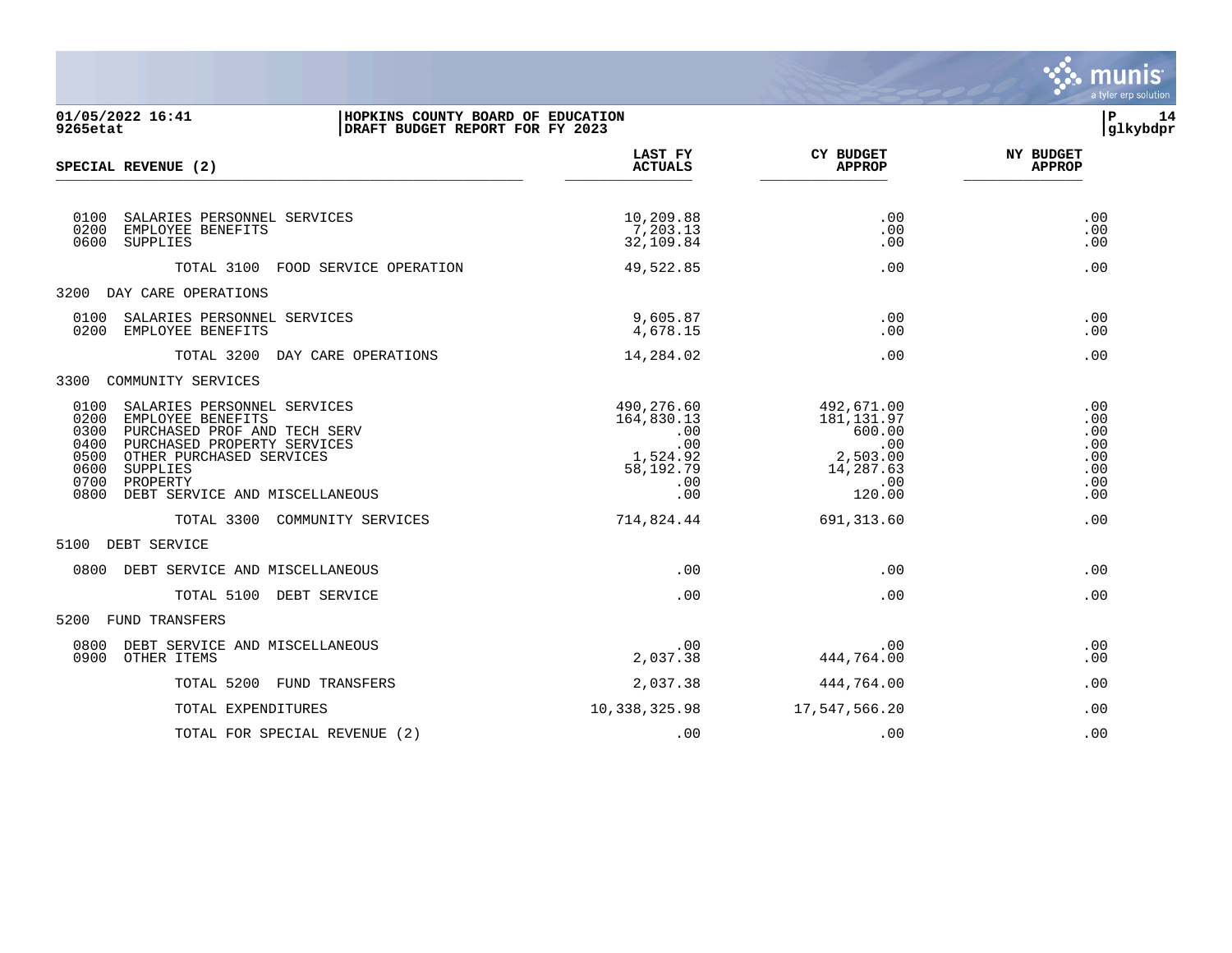01/05/2022 16:41 | HOPKINS COUNTY BOARD OF EDUCATION
9265etat | DRAFT BUDGET REPORT FOR FY 2023

| SPECIAL REVENUE (2) | LAST FY ACTUALS | CY BUDGET APPROP | NY BUDGET APPROP |
|---|---|---|---|
| 0100 SALARIES PERSONNEL SERVICES | 10,209.88 | .00 | .00 |
| 0200 EMPLOYEE BENEFITS | 7,203.13 | .00 | .00 |
| 0600 SUPPLIES | 32,109.84 | .00 | .00 |
| TOTAL 3100 FOOD SERVICE OPERATION | 49,522.85 | .00 | .00 |
| 3200 DAY CARE OPERATIONS | | | |
| 0100 SALARIES PERSONNEL SERVICES | 9,605.87 | .00 | .00 |
| 0200 EMPLOYEE BENEFITS | 4,678.15 | .00 | .00 |
| TOTAL 3200 DAY CARE OPERATIONS | 14,284.02 | .00 | .00 |
| 3300 COMMUNITY SERVICES | | | |
| 0100 SALARIES PERSONNEL SERVICES | 490,276.60 | 492,671.00 | .00 |
| 0200 EMPLOYEE BENEFITS | 164,830.13 | 181,131.97 | .00 |
| 0300 PURCHASED PROF AND TECH SERV | .00 | 600.00 | .00 |
| 0400 PURCHASED PROPERTY SERVICES | .00 | .00 | .00 |
| 0500 OTHER PURCHASED SERVICES | 1,524.92 | 2,503.00 | .00 |
| 0600 SUPPLIES | 58,192.79 | 14,287.63 | .00 |
| 0700 PROPERTY | .00 | .00 | .00 |
| 0800 DEBT SERVICE AND MISCELLANEOUS | .00 | 120.00 | .00 |
| TOTAL 3300 COMMUNITY SERVICES | 714,824.44 | 691,313.60 | .00 |
| 5100 DEBT SERVICE | | | |
| 0800 DEBT SERVICE AND MISCELLANEOUS | .00 | .00 | .00 |
| TOTAL 5100 DEBT SERVICE | .00 | .00 | .00 |
| 5200 FUND TRANSFERS | | | |
| 0800 DEBT SERVICE AND MISCELLANEOUS | .00 | .00 | .00 |
| 0900 OTHER ITEMS | 2,037.38 | 444,764.00 | .00 |
| TOTAL 5200 FUND TRANSFERS | 2,037.38 | 444,764.00 | .00 |
| TOTAL EXPENDITURES | 10,338,325.98 | 17,547,566.20 | .00 |
| TOTAL FOR SPECIAL REVENUE (2) | .00 | .00 | .00 |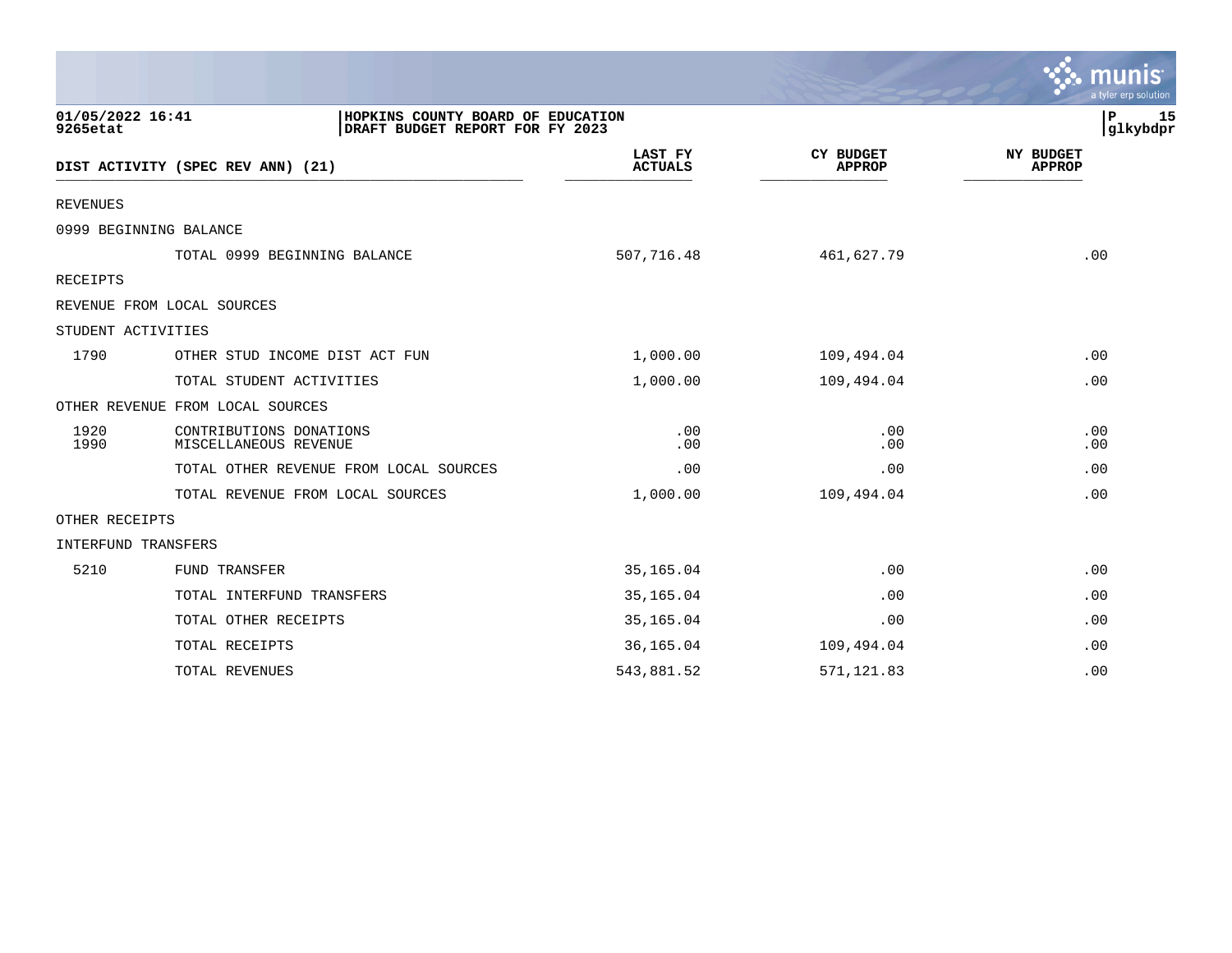01/05/2022 16:41
9265etat

HOPKINS COUNTY BOARD OF EDUCATION
DRAFT BUDGET REPORT FOR FY 2023

P 15
glkybdpr

| DIST ACTIVITY (SPEC REV ANN) (21) | | LAST FY ACTUALS | CY BUDGET APPROP | NY BUDGET APPROP |
|---|---|---|---|---|
| REVENUES | | | | |
| 0999 BEGINNING BALANCE | | | | |
| | TOTAL 0999 BEGINNING BALANCE | 507,716.48 | 461,627.79 | .00 |
| RECEIPTS | | | | |
| REVENUE FROM LOCAL SOURCES | | | | |
| STUDENT ACTIVITIES | | | | |
| 1790 | OTHER STUD INCOME DIST ACT FUN | 1,000.00 | 109,494.04 | .00 |
| | TOTAL STUDENT ACTIVITIES | 1,000.00 | 109,494.04 | .00 |
| OTHER REVENUE FROM LOCAL SOURCES | | | | |
| 1920 | CONTRIBUTIONS DONATIONS | .00 | .00 | .00 |
| 1990 | MISCELLANEOUS REVENUE | .00 | .00 | .00 |
| | TOTAL OTHER REVENUE FROM LOCAL SOURCES | .00 | .00 | .00 |
| | TOTAL REVENUE FROM LOCAL SOURCES | 1,000.00 | 109,494.04 | .00 |
| OTHER RECEIPTS | | | | |
| INTERFUND TRANSFERS | | | | |
| 5210 | FUND TRANSFER | 35,165.04 | .00 | .00 |
| | TOTAL INTERFUND TRANSFERS | 35,165.04 | .00 | .00 |
| | TOTAL OTHER RECEIPTS | 35,165.04 | .00 | .00 |
| | TOTAL RECEIPTS | 36,165.04 | 109,494.04 | .00 |
| | TOTAL REVENUES | 543,881.52 | 571,121.83 | .00 |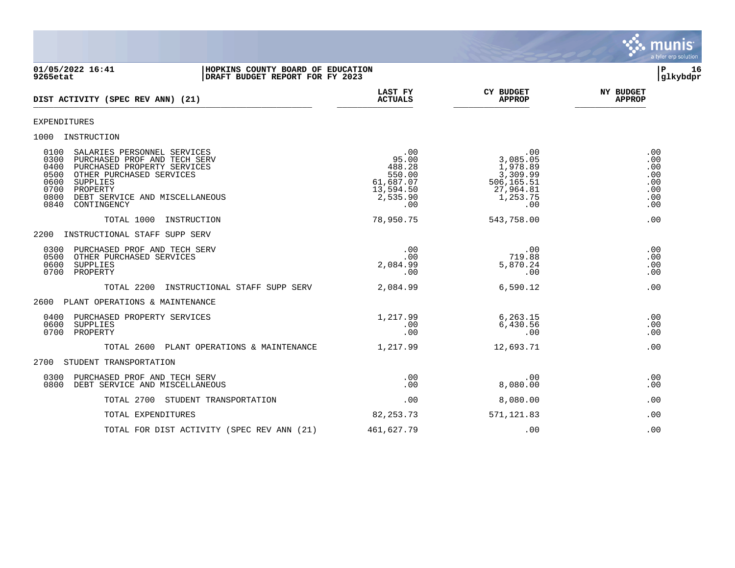01/05/2022 16:41
9265etat

HOPKINS COUNTY BOARD OF EDUCATION
DRAFT BUDGET REPORT FOR FY 2023

glkybdpr

| DIST ACTIVITY (SPEC REV ANN) (21) | LAST FY ACTUALS | CY BUDGET APPROP | NY BUDGET APPROP |
|---|---|---|---|
| EXPENDITURES | | | |
| 1000 INSTRUCTION | | | |
| 0100 SALARIES PERSONNEL SERVICES | .00 | .00 | .00 |
| 0300 PURCHASED PROF AND TECH SERV | 95.00 | 3,085.05 | .00 |
| 0400 PURCHASED PROPERTY SERVICES | 488.28 | 1,978.89 | .00 |
| 0500 OTHER PURCHASED SERVICES | 550.00 | 3,309.99 | .00 |
| 0600 SUPPLIES | 61,687.07 | 506,165.51 | .00 |
| 0700 PROPERTY | 13,594.50 | 27,964.81 | .00 |
| 0800 DEBT SERVICE AND MISCELLANEOUS | 2,535.90 | 1,253.75 | .00 |
| 0840 CONTINGENCY | .00 | .00 | .00 |
| TOTAL 1000 INSTRUCTION | 78,950.75 | 543,758.00 | .00 |
| 2200 INSTRUCTIONAL STAFF SUPP SERV | | | |
| 0300 PURCHASED PROF AND TECH SERV | .00 | .00 | .00 |
| 0500 OTHER PURCHASED SERVICES | .00 | 719.88 | .00 |
| 0600 SUPPLIES | 2,084.99 | 5,870.24 | .00 |
| 0700 PROPERTY | .00 | .00 | .00 |
| TOTAL 2200 INSTRUCTIONAL STAFF SUPP SERV | 2,084.99 | 6,590.12 | .00 |
| 2600 PLANT OPERATIONS & MAINTENANCE | | | |
| 0400 PURCHASED PROPERTY SERVICES | 1,217.99 | 6,263.15 | .00 |
| 0600 SUPPLIES | .00 | 6,430.56 | .00 |
| 0700 PROPERTY | .00 | .00 | .00 |
| TOTAL 2600 PLANT OPERATIONS & MAINTENANCE | 1,217.99 | 12,693.71 | .00 |
| 2700 STUDENT TRANSPORTATION | | | |
| 0300 PURCHASED PROF AND TECH SERV | .00 | .00 | .00 |
| 0800 DEBT SERVICE AND MISCELLANEOUS | .00 | 8,080.00 | .00 |
| TOTAL 2700 STUDENT TRANSPORTATION | .00 | 8,080.00 | .00 |
| TOTAL EXPENDITURES | 82,253.73 | 571,121.83 | .00 |
| TOTAL FOR DIST ACTIVITY (SPEC REV ANN (21) | 461,627.79 | .00 | .00 |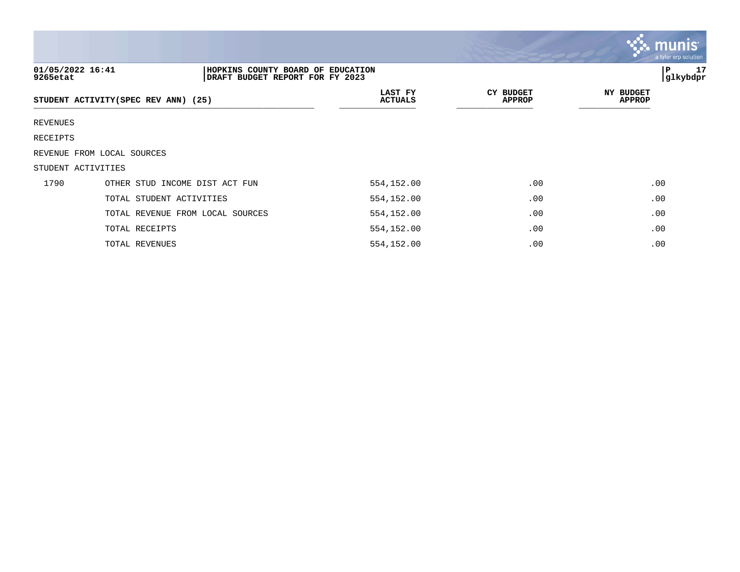01/05/2022 16:41
9265etat

HOPKINS COUNTY BOARD OF EDUCATION
DRAFT BUDGET REPORT FOR FY 2023

| STUDENT ACTIVITY(SPEC REV ANN) (25) | | LAST FY ACTUALS | CY BUDGET APPROP | NY BUDGET APPROP |
|---|---|---|---|---|
| REVENUES | | | | |
| RECEIPTS | | | | |
| REVENUE FROM LOCAL SOURCES | | | | |
| STUDENT ACTIVITIES | | | | |
| 1790 | OTHER STUD INCOME DIST ACT FUN | 554,152.00 | .00 | .00 |
| | TOTAL STUDENT ACTIVITIES | 554,152.00 | .00 | .00 |
| | TOTAL REVENUE FROM LOCAL SOURCES | 554,152.00 | .00 | .00 |
| | TOTAL RECEIPTS | 554,152.00 | .00 | .00 |
| | TOTAL REVENUES | 554,152.00 | .00 | .00 |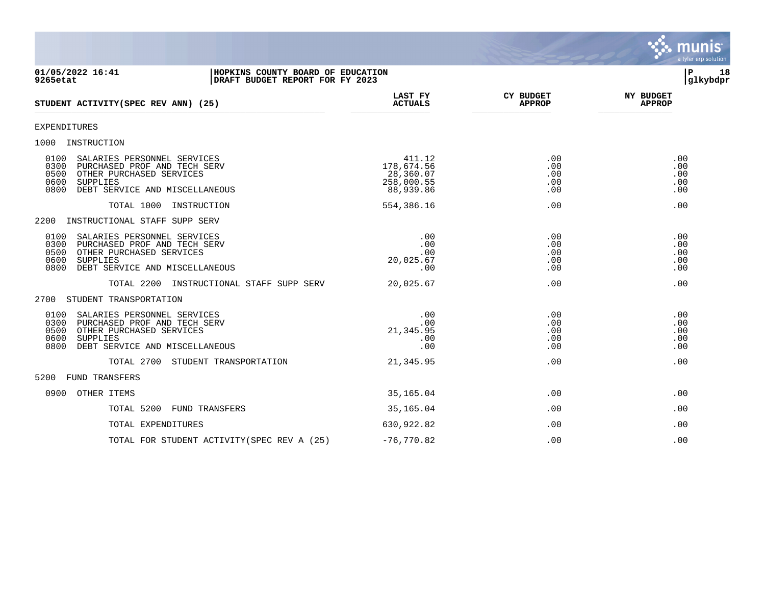01/05/2022 16:41
9265etat

HOPKINS COUNTY BOARD OF EDUCATION
DRAFT BUDGET REPORT FOR FY 2023

| STUDENT ACTIVITY(SPEC REV ANN) (25) | LAST FY ACTUALS | CY BUDGET APPROP | NY BUDGET APPROP |
|---|---|---|---|
| **EXPENDITURES** | | | |
| **1000 INSTRUCTION** | | | |
| 0100 SALARIES PERSONNEL SERVICES | 411.12 | .00 | .00 |
| 0300 PURCHASED PROF AND TECH SERV | 178,674.56 | .00 | .00 |
| 0500 OTHER PURCHASED SERVICES | 28,360.07 | .00 | .00 |
| 0600 SUPPLIES | 258,000.55 | .00 | .00 |
| 0800 DEBT SERVICE AND MISCELLANEOUS | 88,939.86 | .00 | .00 |
| TOTAL 1000 INSTRUCTION | 554,386.16 | .00 | .00 |
| **2200 INSTRUCTIONAL STAFF SUPP SERV** | | | |
| 0100 SALARIES PERSONNEL SERVICES | .00 | .00 | .00 |
| 0300 PURCHASED PROF AND TECH SERV | .00 | .00 | .00 |
| 0500 OTHER PURCHASED SERVICES | .00 | .00 | .00 |
| 0600 SUPPLIES | 20,025.67 | .00 | .00 |
| 0800 DEBT SERVICE AND MISCELLANEOUS | .00 | .00 | .00 |
| TOTAL 2200 INSTRUCTIONAL STAFF SUPP SERV | 20,025.67 | .00 | .00 |
| **2700 STUDENT TRANSPORTATION** | | | |
| 0100 SALARIES PERSONNEL SERVICES | .00 | .00 | .00 |
| 0300 PURCHASED PROF AND TECH SERV | .00 | .00 | .00 |
| 0500 OTHER PURCHASED SERVICES | 21,345.95 | .00 | .00 |
| 0600 SUPPLIES | .00 | .00 | .00 |
| 0800 DEBT SERVICE AND MISCELLANEOUS | .00 | .00 | .00 |
| TOTAL 2700 STUDENT TRANSPORTATION | 21,345.95 | .00 | .00 |
| **5200 FUND TRANSFERS** | | | |
| 0900 OTHER ITEMS | 35,165.04 | .00 | .00 |
| TOTAL 5200 FUND TRANSFERS | 35,165.04 | .00 | .00 |
| TOTAL EXPENDITURES | 630,922.82 | .00 | .00 |
| TOTAL FOR STUDENT ACTIVITY(SPEC REV A (25) | -76,770.82 | .00 | .00 |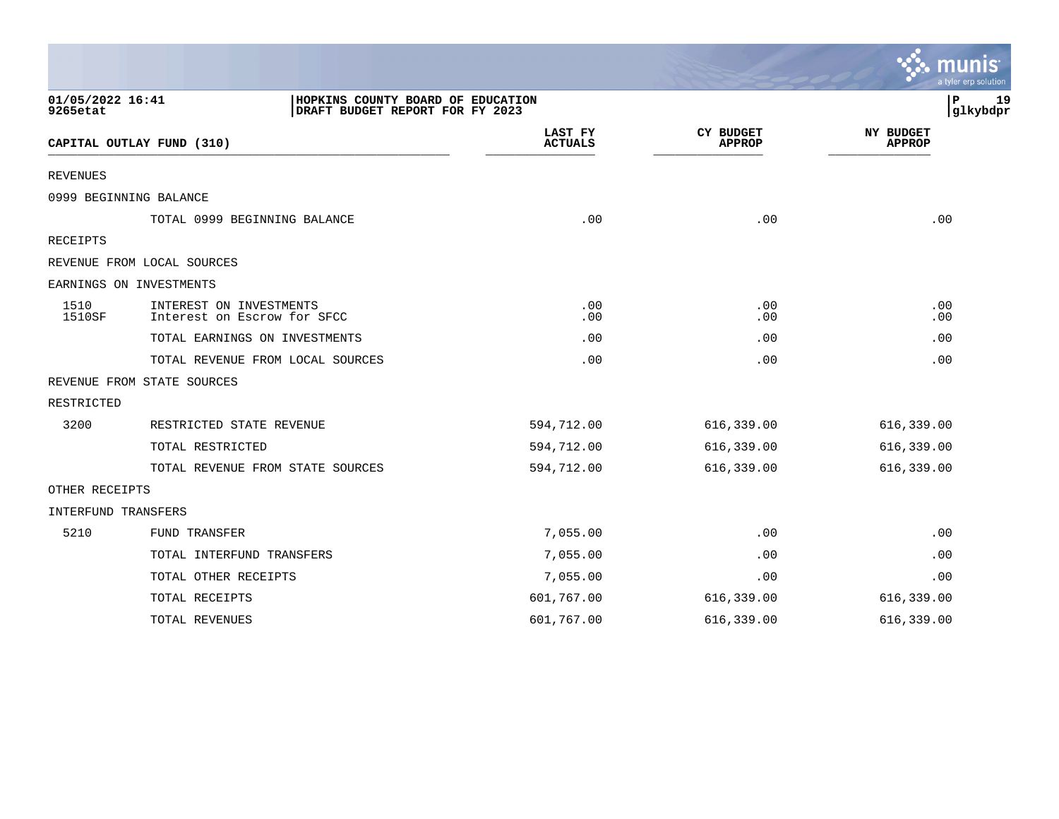01/05/2022 16:41 | HOPKINS COUNTY BOARD OF EDUCATION
9265etat | DRAFT BUDGET REPORT FOR FY 2023

glkybdpr

| CAPITAL OUTLAY FUND (310) | | LAST FY ACTUALS | CY BUDGET APPROP | NY BUDGET APPROP |
|---|---|---|---|---|
| REVENUES | | | | |
| 0999 BEGINNING BALANCE | | | | |
| | TOTAL 0999 BEGINNING BALANCE | .00 | .00 | .00 |
| RECEIPTS | | | | |
| REVENUE FROM LOCAL SOURCES | | | | |
| EARNINGS ON INVESTMENTS | | | | |
| 1510 | INTEREST ON INVESTMENTS | .00 | .00 | .00 |
| 1510SF | Interest on Escrow for SFCC | .00 | .00 | .00 |
| | TOTAL EARNINGS ON INVESTMENTS | .00 | .00 | .00 |
| | TOTAL REVENUE FROM LOCAL SOURCES | .00 | .00 | .00 |
| REVENUE FROM STATE SOURCES | | | | |
| RESTRICTED | | | | |
| 3200 | RESTRICTED STATE REVENUE | 594,712.00 | 616,339.00 | 616,339.00 |
| | TOTAL RESTRICTED | 594,712.00 | 616,339.00 | 616,339.00 |
| | TOTAL REVENUE FROM STATE SOURCES | 594,712.00 | 616,339.00 | 616,339.00 |
| OTHER RECEIPTS | | | | |
| INTERFUND TRANSFERS | | | | |
| 5210 | FUND TRANSFER | 7,055.00 | .00 | .00 |
| | TOTAL INTERFUND TRANSFERS | 7,055.00 | .00 | .00 |
| | TOTAL OTHER RECEIPTS | 7,055.00 | .00 | .00 |
| | TOTAL RECEIPTS | 601,767.00 | 616,339.00 | 616,339.00 |
| | TOTAL REVENUES | 601,767.00 | 616,339.00 | 616,339.00 |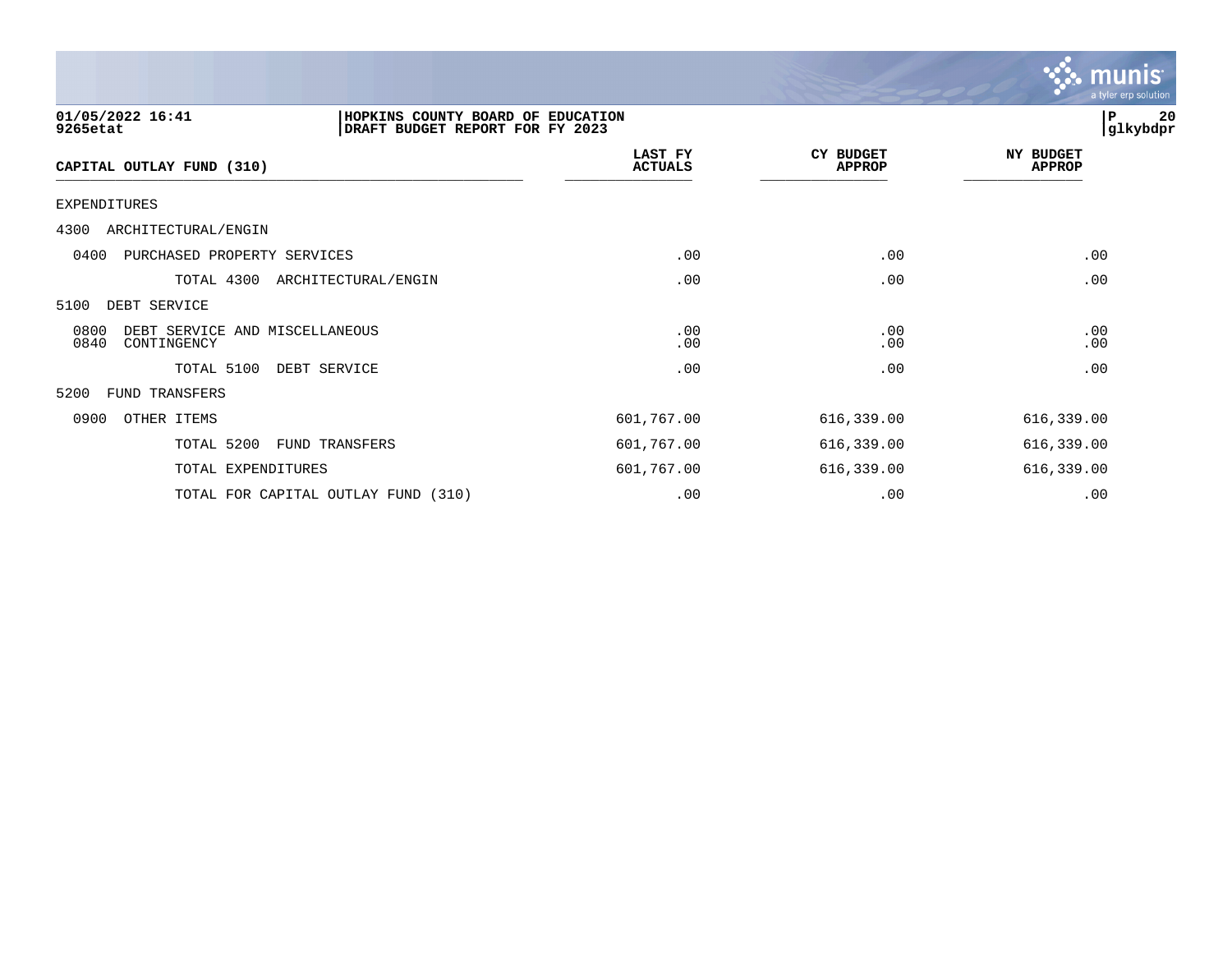01/05/2022 16:41 | HOPKINS COUNTY BOARD OF EDUCATION
9265etat | DRAFT BUDGET REPORT FOR FY 2023

| CAPITAL OUTLAY FUND (310) | LAST FY ACTUALS | CY BUDGET APPROP | NY BUDGET APPROP |
|---|---|---|---|
| EXPENDITURES | | | |
| 4300 ARCHITECTURAL/ENGIN | | | |
| 0400 PURCHASED PROPERTY SERVICES | .00 | .00 | .00 |
| TOTAL 4300 ARCHITECTURAL/ENGIN | .00 | .00 | .00 |
| 5100 DEBT SERVICE | | | |
| 0800 DEBT SERVICE AND MISCELLANEOUS | .00 | .00 | .00 |
| 0840 CONTINGENCY | .00 | .00 | .00 |
| TOTAL 5100 DEBT SERVICE | .00 | .00 | .00 |
| 5200 FUND TRANSFERS | | | |
| 0900 OTHER ITEMS | 601,767.00 | 616,339.00 | 616,339.00 |
| TOTAL 5200 FUND TRANSFERS | 601,767.00 | 616,339.00 | 616,339.00 |
| TOTAL EXPENDITURES | 601,767.00 | 616,339.00 | 616,339.00 |
| TOTAL FOR CAPITAL OUTLAY FUND (310) | .00 | .00 | .00 |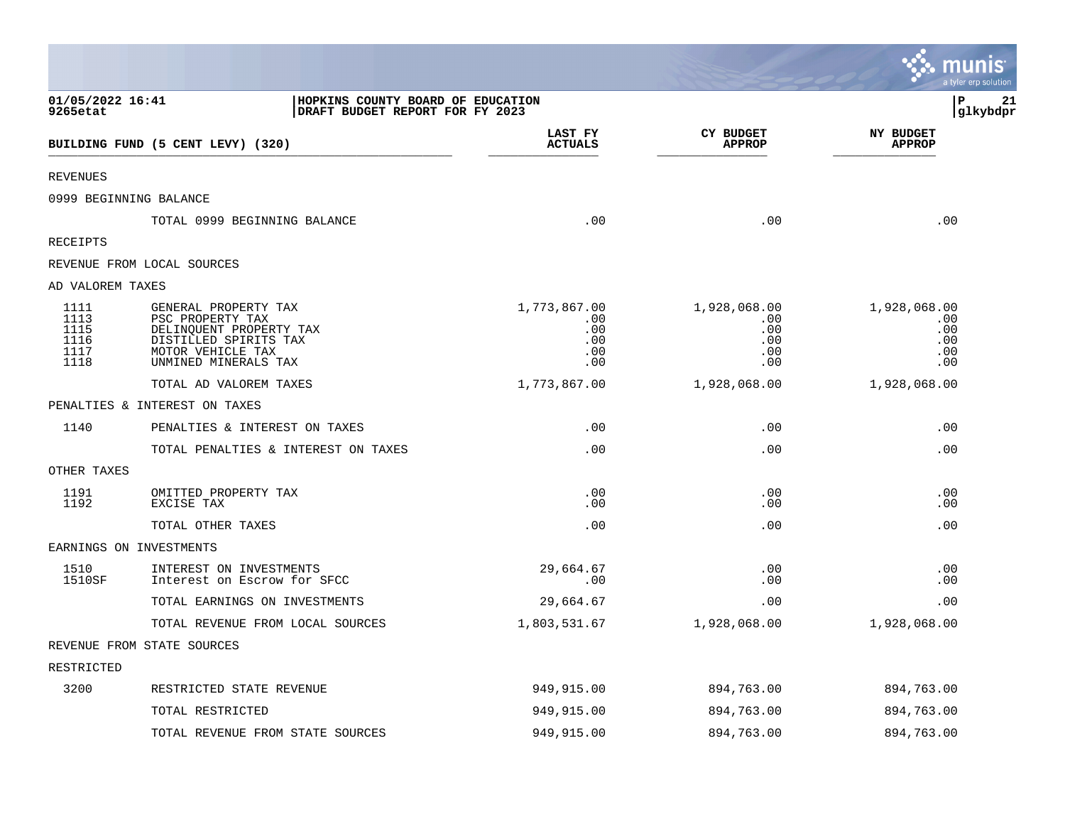01/05/2022 16:41
9265etat

HOPKINS COUNTY BOARD OF EDUCATION
DRAFT BUDGET REPORT FOR FY 2023

P 21
glkybdpr

| BUILDING FUND (5 CENT LEVY) (320) | | LAST FY ACTUALS | CY BUDGET APPROP | NY BUDGET APPROP |
|---|---|---|---|---|
| REVENUES | | | | |
| 0999 BEGINNING BALANCE | | | | |
| | TOTAL 0999 BEGINNING BALANCE | .00 | .00 | .00 |
| RECEIPTS | | | | |
| REVENUE FROM LOCAL SOURCES | | | | |
| AD VALOREM TAXES | | | | |
| 1111 | GENERAL PROPERTY TAX | 1,773,867.00 | 1,928,068.00 | 1,928,068.00 |
| 1113 | PSC PROPERTY TAX | .00 | .00 | .00 |
| 1115 | DELINQUENT PROPERTY TAX | .00 | .00 | .00 |
| 1116 | DISTILLED SPIRITS TAX | .00 | .00 | .00 |
| 1117 | MOTOR VEHICLE TAX | .00 | .00 | .00 |
| 1118 | UNMINED MINERALS TAX | .00 | .00 | .00 |
| | TOTAL AD VALOREM TAXES | 1,773,867.00 | 1,928,068.00 | 1,928,068.00 |
| PENALTIES & INTEREST ON TAXES | | | | |
| 1140 | PENALTIES & INTEREST ON TAXES | .00 | .00 | .00 |
| | TOTAL PENALTIES & INTEREST ON TAXES | .00 | .00 | .00 |
| OTHER TAXES | | | | |
| 1191 | OMITTED PROPERTY TAX | .00 | .00 | .00 |
| 1192 | EXCISE TAX | .00 | .00 | .00 |
| | TOTAL OTHER TAXES | .00 | .00 | .00 |
| EARNINGS ON INVESTMENTS | | | | |
| 1510 | INTEREST ON INVESTMENTS | 29,664.67 | .00 | .00 |
| 1510SF | Interest on Escrow for SFCC | .00 | .00 | .00 |
| | TOTAL EARNINGS ON INVESTMENTS | 29,664.67 | .00 | .00 |
| | TOTAL REVENUE FROM LOCAL SOURCES | 1,803,531.67 | 1,928,068.00 | 1,928,068.00 |
| REVENUE FROM STATE SOURCES | | | | |
| RESTRICTED | | | | |
| 3200 | RESTRICTED STATE REVENUE | 949,915.00 | 894,763.00 | 894,763.00 |
| | TOTAL RESTRICTED | 949,915.00 | 894,763.00 | 894,763.00 |
| | TOTAL REVENUE FROM STATE SOURCES | 949,915.00 | 894,763.00 | 894,763.00 |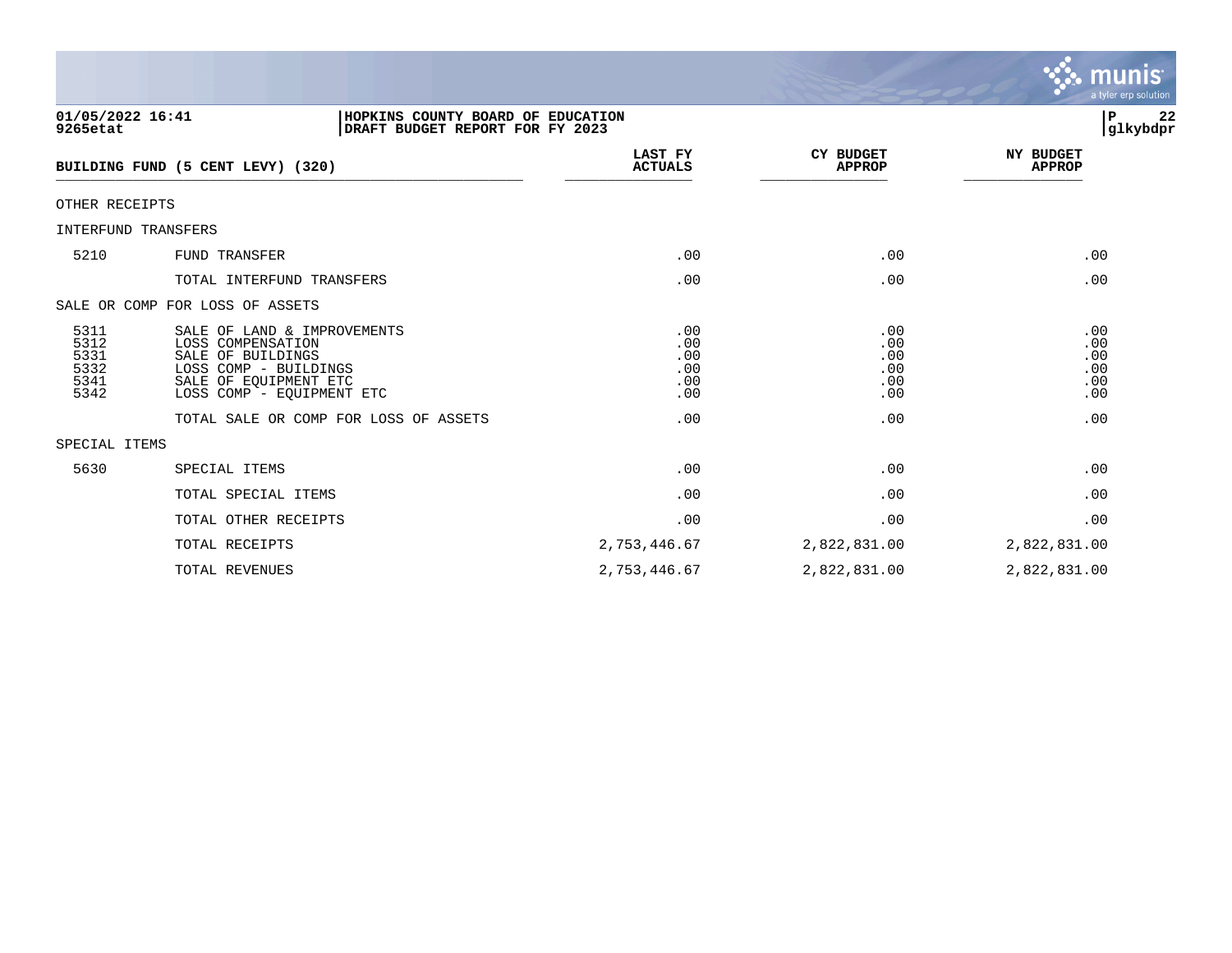01/05/2022 16:41 | HOPKINS COUNTY BOARD OF EDUCATION
9265etat | DRAFT BUDGET REPORT FOR FY 2023

## BUILDING FUND (5 CENT LEVY) (320)

| | BUILDING FUND (5 CENT LEVY) (320) | LAST FY ACTUALS | CY BUDGET APPROP | NY BUDGET APPROP |
|---|---|---|---|---|
| OTHER RECEIPTS | | | | |
| INTERFUND TRANSFERS | | | | |
| 5210 | FUND TRANSFER | .00 | .00 | .00 |
| | TOTAL INTERFUND TRANSFERS | .00 | .00 | .00 |
| SALE OR COMP FOR LOSS OF ASSETS | | | | |
| 5311 | SALE OF LAND & IMPROVEMENTS | .00 | .00 | .00 |
| 5312 | LOSS COMPENSATION | .00 | .00 | .00 |
| 5331 | SALE OF BUILDINGS | .00 | .00 | .00 |
| 5332 | LOSS COMP - BUILDINGS | .00 | .00 | .00 |
| 5341 | SALE OF EQUIPMENT ETC | .00 | .00 | .00 |
| 5342 | LOSS COMP - EQUIPMENT ETC | .00 | .00 | .00 |
| | TOTAL SALE OR COMP FOR LOSS OF ASSETS | .00 | .00 | .00 |
| SPECIAL ITEMS | | | | |
| 5630 | SPECIAL ITEMS | .00 | .00 | .00 |
| | TOTAL SPECIAL ITEMS | .00 | .00 | .00 |
| | TOTAL OTHER RECEIPTS | .00 | .00 | .00 |
| | TOTAL RECEIPTS | 2,753,446.67 | 2,822,831.00 | 2,822,831.00 |
| | TOTAL REVENUES | 2,753,446.67 | 2,822,831.00 | 2,822,831.00 |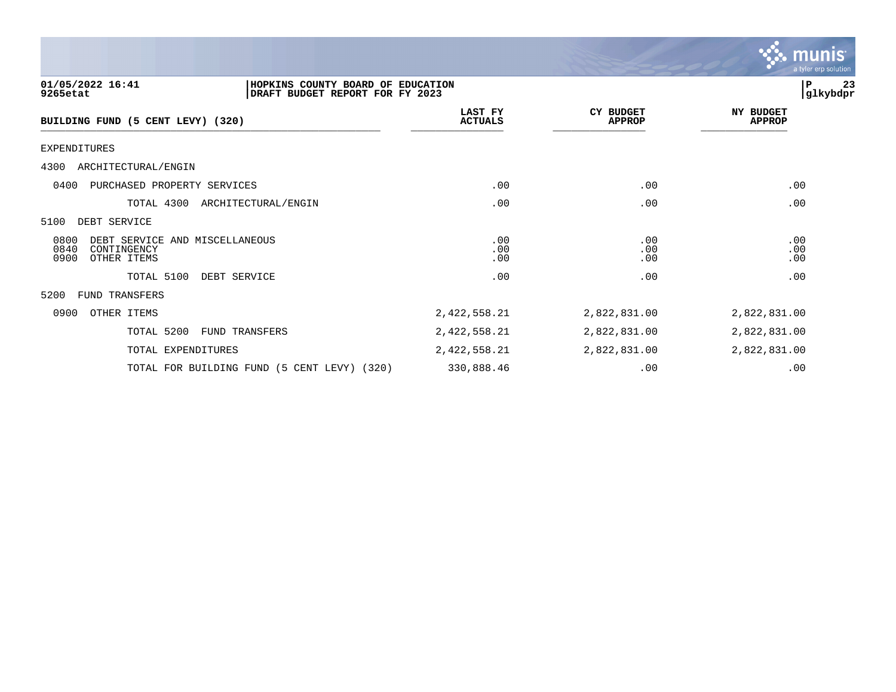01/05/2022 16:41
9265etat

HOPKINS COUNTY BOARD OF EDUCATION
DRAFT BUDGET REPORT FOR FY 2023

P 23
glkybdpr

| BUILDING FUND (5 CENT LEVY) (320) | LAST FY ACTUALS | CY BUDGET APPROP | NY BUDGET APPROP |
|---|---|---|---|
| EXPENDITURES | | | |
| 4300 ARCHITECTURAL/ENGIN | | | |
| 0400 PURCHASED PROPERTY SERVICES | .00 | .00 | .00 |
| TOTAL 4300 ARCHITECTURAL/ENGIN | .00 | .00 | .00 |
| 5100 DEBT SERVICE | | | |
| 0800 DEBT SERVICE AND MISCELLANEOUS | .00 | .00 | .00 |
| 0840 CONTINGENCY | .00 | .00 | .00 |
| 0900 OTHER ITEMS | .00 | .00 | .00 |
| TOTAL 5100 DEBT SERVICE | .00 | .00 | .00 |
| 5200 FUND TRANSFERS | | | |
| 0900 OTHER ITEMS | 2,422,558.21 | 2,822,831.00 | 2,822,831.00 |
| TOTAL 5200 FUND TRANSFERS | 2,422,558.21 | 2,822,831.00 | 2,822,831.00 |
| TOTAL EXPENDITURES | 2,422,558.21 | 2,822,831.00 | 2,822,831.00 |
| TOTAL FOR BUILDING FUND (5 CENT LEVY) (320) | 330,888.46 | .00 | .00 |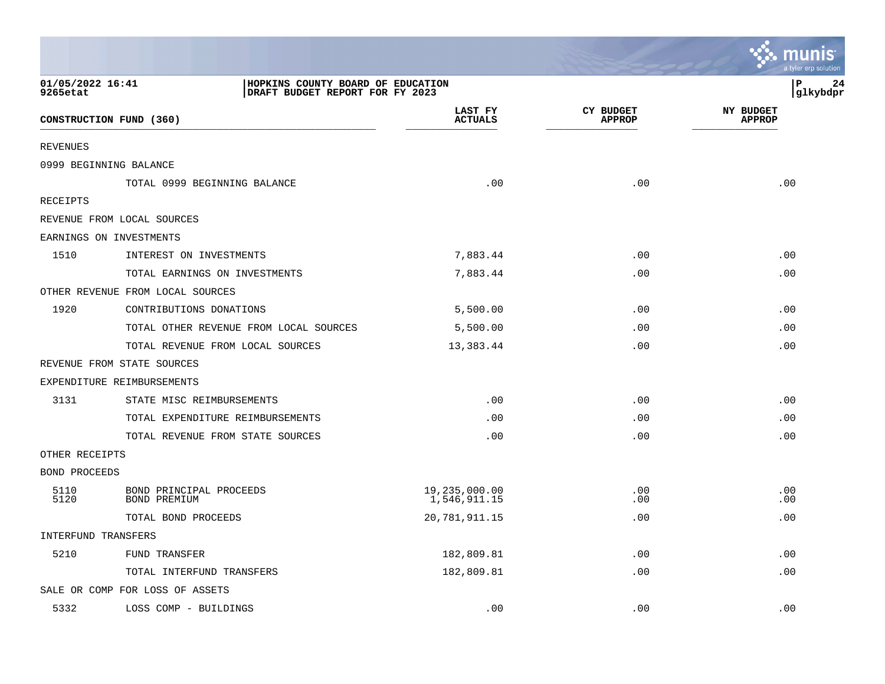01/05/2022 16:41
9265etat

HOPKINS COUNTY BOARD OF EDUCATION
DRAFT BUDGET REPORT FOR FY 2023

glkybdpr

| CONSTRUCTION FUND (360) | | LAST FY ACTUALS | CY BUDGET APPROP | NY BUDGET APPROP |
|---|---|---|---|---|
| REVENUES | | | | |
| 0999 BEGINNING BALANCE | | | | |
| | TOTAL 0999 BEGINNING BALANCE | .00 | .00 | .00 |
| RECEIPTS | | | | |
| REVENUE FROM LOCAL SOURCES | | | | |
| EARNINGS ON INVESTMENTS | | | | |
| 1510 | INTEREST ON INVESTMENTS | 7,883.44 | .00 | .00 |
| | TOTAL EARNINGS ON INVESTMENTS | 7,883.44 | .00 | .00 |
| OTHER REVENUE FROM LOCAL SOURCES | | | | |
| 1920 | CONTRIBUTIONS DONATIONS | 5,500.00 | .00 | .00 |
| | TOTAL OTHER REVENUE FROM LOCAL SOURCES | 5,500.00 | .00 | .00 |
| | TOTAL REVENUE FROM LOCAL SOURCES | 13,383.44 | .00 | .00 |
| REVENUE FROM STATE SOURCES | | | | |
| EXPENDITURE REIMBURSEMENTS | | | | |
| 3131 | STATE MISC REIMBURSEMENTS | .00 | .00 | .00 |
| | TOTAL EXPENDITURE REIMBURSEMENTS | .00 | .00 | .00 |
| | TOTAL REVENUE FROM STATE SOURCES | .00 | .00 | .00 |
| OTHER RECEIPTS | | | | |
| BOND PROCEEDS | | | | |
| 5110 | BOND PRINCIPAL PROCEEDS | 19,235,000.00 | .00 | .00 |
| 5120 | BOND PREMIUM | 1,546,911.15 | .00 | .00 |
| | TOTAL BOND PROCEEDS | 20,781,911.15 | .00 | .00 |
| INTERFUND TRANSFERS | | | | |
| 5210 | FUND TRANSFER | 182,809.81 | .00 | .00 |
| | TOTAL INTERFUND TRANSFERS | 182,809.81 | .00 | .00 |
| SALE OR COMP FOR LOSS OF ASSETS | | | | |
| 5332 | LOSS COMP - BUILDINGS | .00 | .00 | .00 |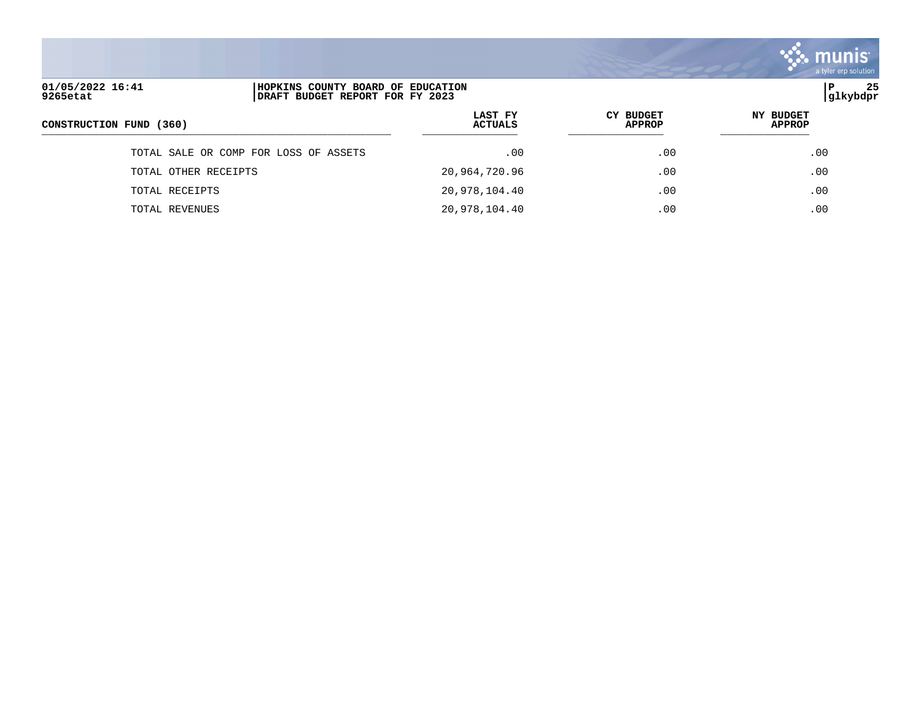| CONSTRUCTION FUND (360) | LAST FY ACTUALS | CY BUDGET APPROP | NY BUDGET APPROP |
|---|---|---|---|
| TOTAL SALE OR COMP FOR LOSS OF ASSETS | .00 | .00 | .00 |
| TOTAL OTHER RECEIPTS | 20,964,720.96 | .00 | .00 |
| TOTAL RECEIPTS | 20,978,104.40 | .00 | .00 |
| TOTAL REVENUES | 20,978,104.40 | .00 | .00 |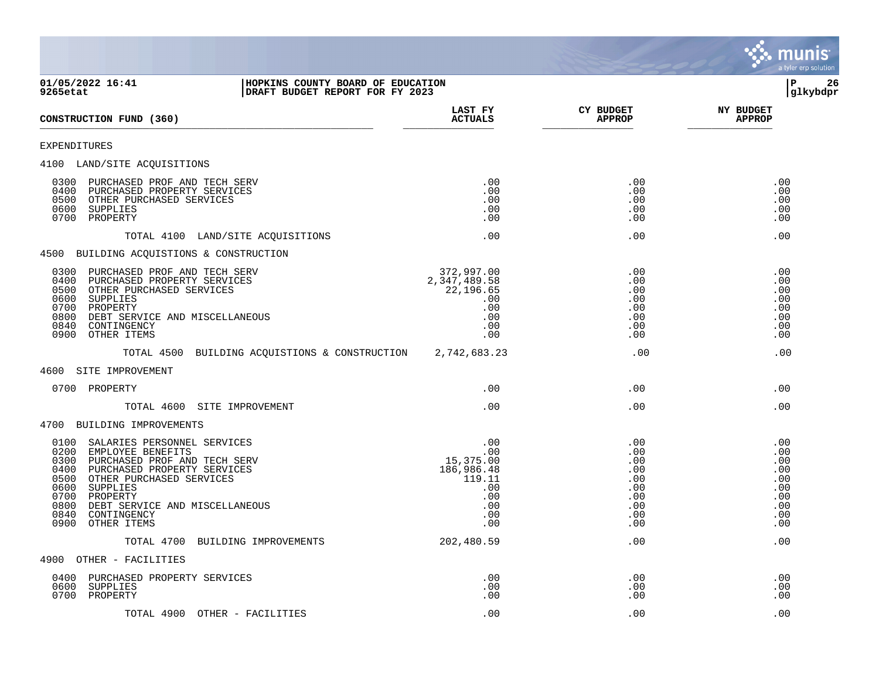01/05/2022 16:41
9265etat

HOPKINS COUNTY BOARD OF EDUCATION
DRAFT BUDGET REPORT FOR FY 2023

P 26
glkybdpr

| CONSTRUCTION FUND (360) | LAST FY ACTUALS | CY BUDGET APPROP | NY BUDGET APPROP |
|---|---|---|---|
| EXPENDITURES | | | |
| 4100 LAND/SITE ACQUISITIONS | | | |
| 0300 PURCHASED PROF AND TECH SERV | .00 | .00 | .00 |
| 0400 PURCHASED PROPERTY SERVICES | .00 | .00 | .00 |
| 0500 OTHER PURCHASED SERVICES | .00 | .00 | .00 |
| 0600 SUPPLIES | .00 | .00 | .00 |
| 0700 PROPERTY | .00 | .00 | .00 |
| TOTAL 4100 LAND/SITE ACQUISITIONS | .00 | .00 | .00 |
| 4500 BUILDING ACQUISTIONS & CONSTRUCTION | | | |
| 0300 PURCHASED PROF AND TECH SERV | 372,997.00 | .00 | .00 |
| 0400 PURCHASED PROPERTY SERVICES | 2,347,489.58 | .00 | .00 |
| 0500 OTHER PURCHASED SERVICES | 22,196.65 | .00 | .00 |
| 0600 SUPPLIES | .00 | .00 | .00 |
| 0700 PROPERTY | .00 | .00 | .00 |
| 0800 DEBT SERVICE AND MISCELLANEOUS | .00 | .00 | .00 |
| 0840 CONTINGENCY | .00 | .00 | .00 |
| 0900 OTHER ITEMS | .00 | .00 | .00 |
| TOTAL 4500 BUILDING ACQUISTIONS & CONSTRUCTION | 2,742,683.23 | .00 | .00 |
| 4600 SITE IMPROVEMENT | | | |
| 0700 PROPERTY | .00 | .00 | .00 |
| TOTAL 4600 SITE IMPROVEMENT | .00 | .00 | .00 |
| 4700 BUILDING IMPROVEMENTS | | | |
| 0100 SALARIES PERSONNEL SERVICES | .00 | .00 | .00 |
| 0200 EMPLOYEE BENEFITS | .00 | .00 | .00 |
| 0300 PURCHASED PROF AND TECH SERV | 15,375.00 | .00 | .00 |
| 0400 PURCHASED PROPERTY SERVICES | 186,986.48 | .00 | .00 |
| 0500 OTHER PURCHASED SERVICES | 119.11 | .00 | .00 |
| 0600 SUPPLIES | .00 | .00 | .00 |
| 0700 PROPERTY | .00 | .00 | .00 |
| 0800 DEBT SERVICE AND MISCELLANEOUS | .00 | .00 | .00 |
| 0840 CONTINGENCY | .00 | .00 | .00 |
| 0900 OTHER ITEMS | .00 | .00 | .00 |
| TOTAL 4700 BUILDING IMPROVEMENTS | 202,480.59 | .00 | .00 |
| 4900 OTHER - FACILITIES | | | |
| 0400 PURCHASED PROPERTY SERVICES | .00 | .00 | .00 |
| 0600 SUPPLIES | .00 | .00 | .00 |
| 0700 PROPERTY | .00 | .00 | .00 |
| TOTAL 4900 OTHER - FACILITIES | .00 | .00 | .00 |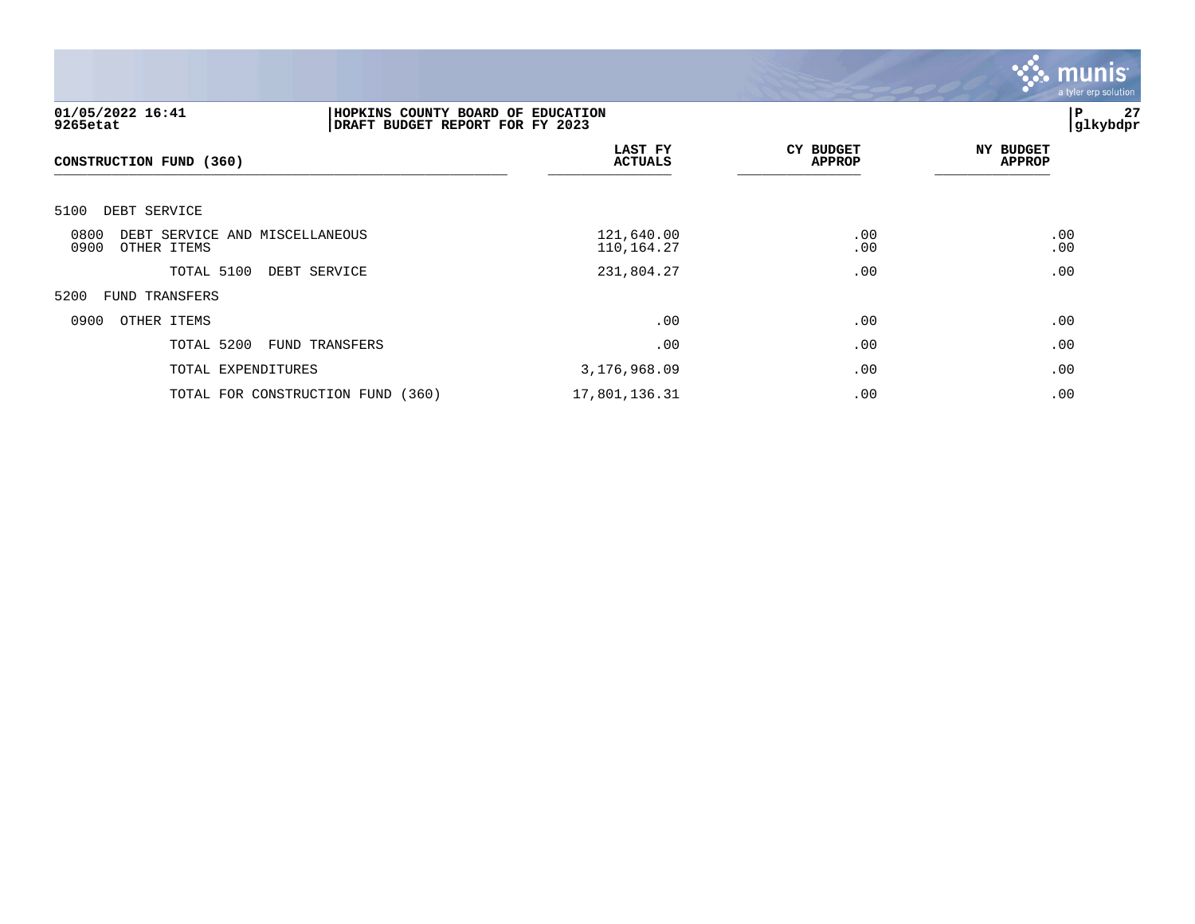01/05/2022 16:41
9265etat

HOPKINS COUNTY BOARD OF EDUCATION
DRAFT BUDGET REPORT FOR FY 2023

glkybdpr

| CONSTRUCTION FUND (360) | LAST FY ACTUALS | CY BUDGET APPROP | NY BUDGET APPROP |
|---|---|---|---|
| 5100 DEBT SERVICE | | | |
| 0800 DEBT SERVICE AND MISCELLANEOUS | 121,640.00 | .00 | .00 |
| 0900 OTHER ITEMS | 110,164.27 | .00 | .00 |
| TOTAL 5100 DEBT SERVICE | 231,804.27 | .00 | .00 |
| 5200 FUND TRANSFERS | | | |
| 0900 OTHER ITEMS | .00 | .00 | .00 |
| TOTAL 5200 FUND TRANSFERS | .00 | .00 | .00 |
| TOTAL EXPENDITURES | 3,176,968.09 | .00 | .00 |
| TOTAL FOR CONSTRUCTION FUND (360) | 17,801,136.31 | .00 | .00 |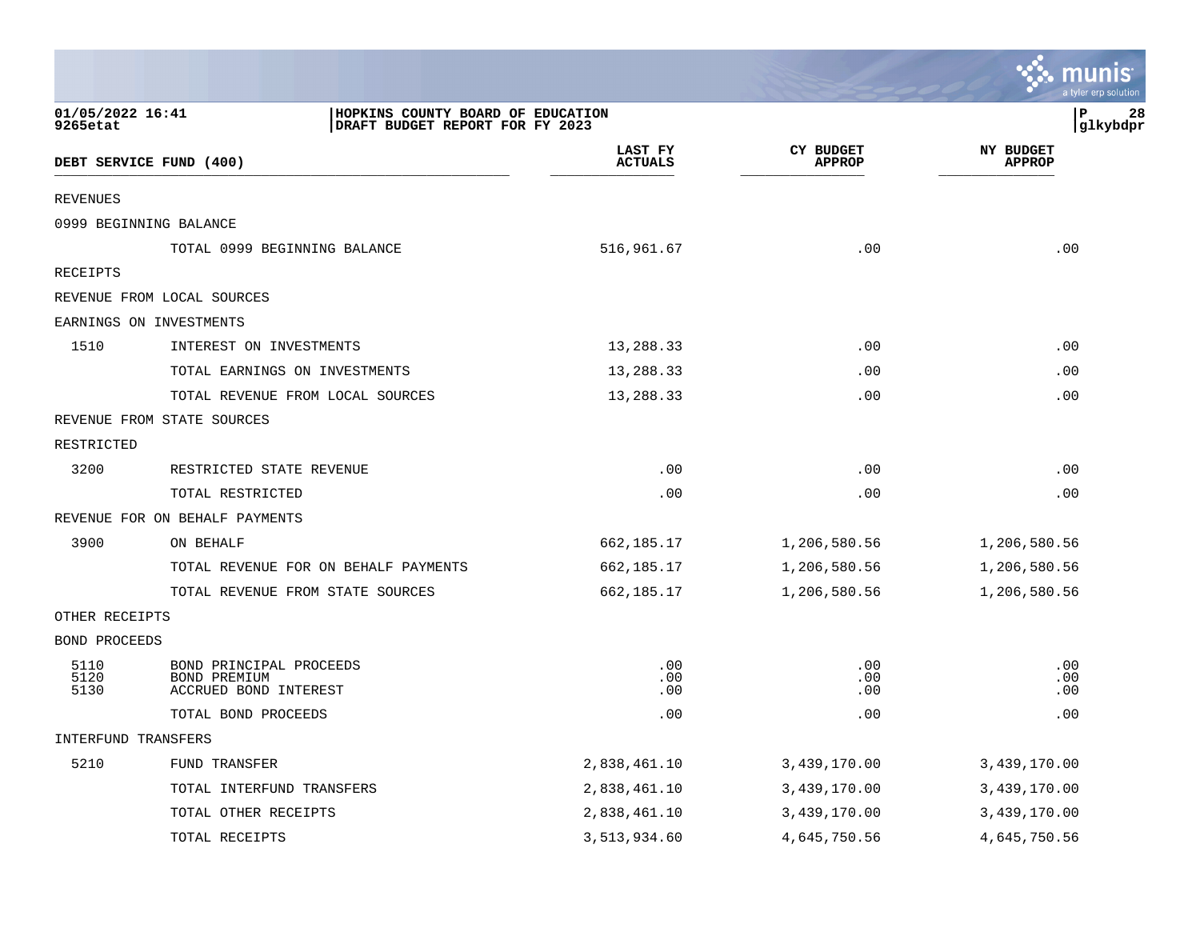HOPKINS COUNTY BOARD OF EDUCATION
DRAFT BUDGET REPORT FOR FY 2023

01/05/2022 16:41
9265etat

| DEBT SERVICE FUND (400) | | LAST FY ACTUALS | CY BUDGET APPROP | NY BUDGET APPROP |
|---|---|---|---|---|
| REVENUES | | | | |
| 0999 BEGINNING BALANCE | | | | |
| | TOTAL 0999 BEGINNING BALANCE | 516,961.67 | .00 | .00 |
| RECEIPTS | | | | |
| REVENUE FROM LOCAL SOURCES | | | | |
| EARNINGS ON INVESTMENTS | | | | |
| 1510 | INTEREST ON INVESTMENTS | 13,288.33 | .00 | .00 |
| | TOTAL EARNINGS ON INVESTMENTS | 13,288.33 | .00 | .00 |
| | TOTAL REVENUE FROM LOCAL SOURCES | 13,288.33 | .00 | .00 |
| REVENUE FROM STATE SOURCES | | | | |
| RESTRICTED | | | | |
| 3200 | RESTRICTED STATE REVENUE | .00 | .00 | .00 |
| | TOTAL RESTRICTED | .00 | .00 | .00 |
| REVENUE FOR ON BEHALF PAYMENTS | | | | |
| 3900 | ON BEHALF | 662,185.17 | 1,206,580.56 | 1,206,580.56 |
| | TOTAL REVENUE FOR ON BEHALF PAYMENTS | 662,185.17 | 1,206,580.56 | 1,206,580.56 |
| | TOTAL REVENUE FROM STATE SOURCES | 662,185.17 | 1,206,580.56 | 1,206,580.56 |
| OTHER RECEIPTS | | | | |
| BOND PROCEEDS | | | | |
| 5110 | BOND PRINCIPAL PROCEEDS | .00 | .00 | .00 |
| 5120 | BOND PREMIUM | .00 | .00 | .00 |
| 5130 | ACCRUED BOND INTEREST | .00 | .00 | .00 |
| | TOTAL BOND PROCEEDS | .00 | .00 | .00 |
| INTERFUND TRANSFERS | | | | |
| 5210 | FUND TRANSFER | 2,838,461.10 | 3,439,170.00 | 3,439,170.00 |
| | TOTAL INTERFUND TRANSFERS | 2,838,461.10 | 3,439,170.00 | 3,439,170.00 |
| | TOTAL OTHER RECEIPTS | 2,838,461.10 | 3,439,170.00 | 3,439,170.00 |
| | TOTAL RECEIPTS | 3,513,934.60 | 4,645,750.56 | 4,645,750.56 |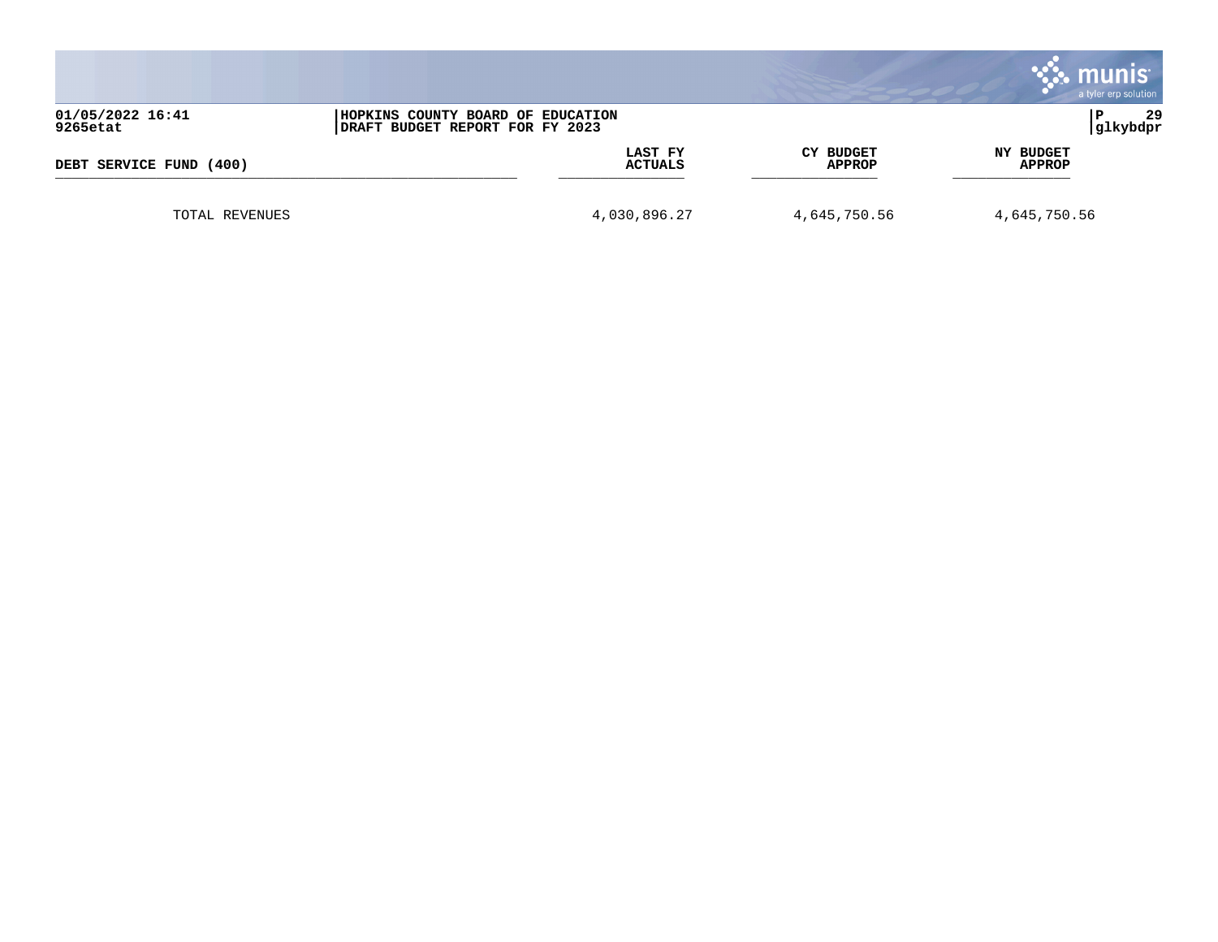| DEBT SERVICE FUND (400) | LAST FY ACTUALS | CY BUDGET APPROP | NY BUDGET APPROP |
|---|---|---|---|
| TOTAL REVENUES | 4,030,896.27 | 4,645,750.56 | 4,645,750.56 |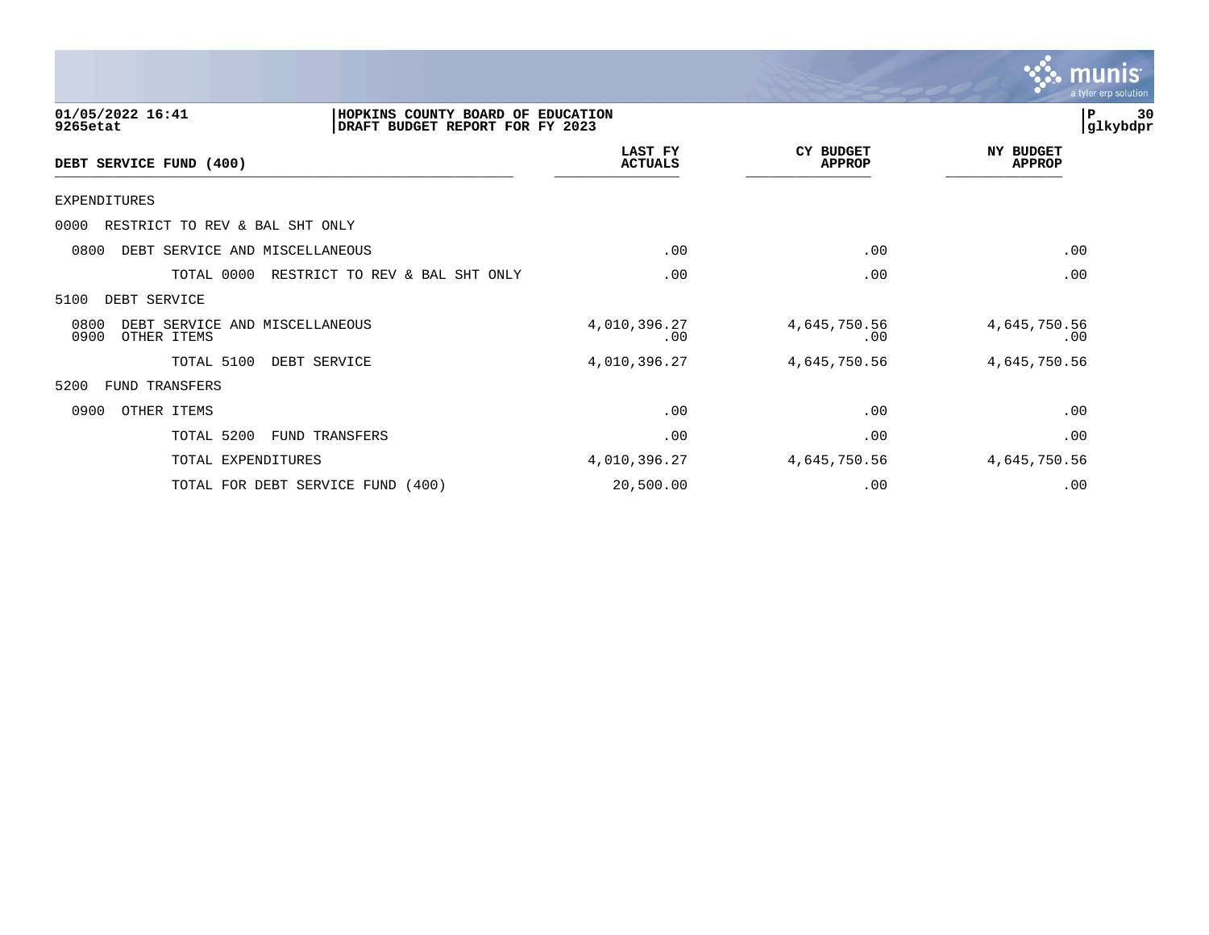01/05/2022 16:41 | HOPKINS COUNTY BOARD OF EDUCATION
9265etat | DRAFT BUDGET REPORT FOR FY 2023

glkybdpr

| DEBT SERVICE FUND (400) | LAST FY ACTUALS | CY BUDGET APPROP | NY BUDGET APPROP |
|---|---|---|---|
| EXPENDITURES | | | |
| 0000 RESTRICT TO REV & BAL SHT ONLY | | | |
| 0800 DEBT SERVICE AND MISCELLANEOUS | .00 | .00 | .00 |
| TOTAL 0000 RESTRICT TO REV & BAL SHT ONLY | .00 | .00 | .00 |
| 5100 DEBT SERVICE | | | |
| 0800 DEBT SERVICE AND MISCELLANEOUS | 4,010,396.27 | 4,645,750.56 | 4,645,750.56 |
| 0900 OTHER ITEMS | .00 | .00 | .00 |
| TOTAL 5100 DEBT SERVICE | 4,010,396.27 | 4,645,750.56 | 4,645,750.56 |
| 5200 FUND TRANSFERS | | | |
| 0900 OTHER ITEMS | .00 | .00 | .00 |
| TOTAL 5200 FUND TRANSFERS | .00 | .00 | .00 |
| TOTAL EXPENDITURES | 4,010,396.27 | 4,645,750.56 | 4,645,750.56 |
| TOTAL FOR DEBT SERVICE FUND (400) | 20,500.00 | .00 | .00 |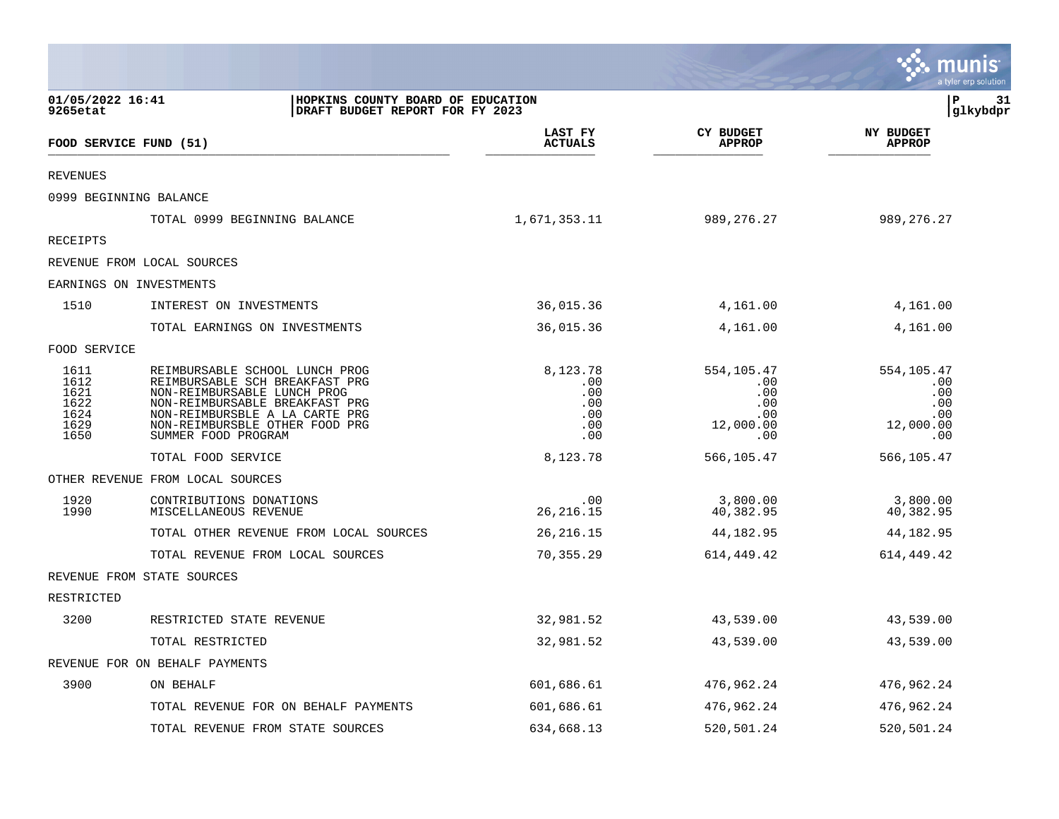HOPKINS COUNTY BOARD OF EDUCATION
DRAFT BUDGET REPORT FOR FY 2023

01/05/2022 16:41
9265etat

| FOOD SERVICE FUND (51) | | LAST FY ACTUALS | CY BUDGET APPROP | NY BUDGET APPROP |
|---|---|---|---|---|
| REVENUES | | | | |
| 0999 BEGINNING BALANCE | | | | |
| | TOTAL 0999 BEGINNING BALANCE | 1,671,353.11 | 989,276.27 | 989,276.27 |
| RECEIPTS | | | | |
| REVENUE FROM LOCAL SOURCES | | | | |
| EARNINGS ON INVESTMENTS | | | | |
| 1510 | INTEREST ON INVESTMENTS | 36,015.36 | 4,161.00 | 4,161.00 |
| | TOTAL EARNINGS ON INVESTMENTS | 36,015.36 | 4,161.00 | 4,161.00 |
| FOOD SERVICE | | | | |
| 1611 | REIMBURSABLE SCHOOL LUNCH PROG | 8,123.78 | 554,105.47 | 554,105.47 |
| 1612 | REIMBURSABLE SCH BREAKFAST PRG | .00 | .00 | .00 |
| 1621 | NON-REIMBURSABLE LUNCH PROG | .00 | .00 | .00 |
| 1622 | NON-REIMBURSABLE BREAKFAST PRG | .00 | .00 | .00 |
| 1624 | NON-REIMBURSBLE A LA CARTE PRG | .00 | .00 | .00 |
| 1629 | NON-REIMBURSBLE OTHER FOOD PRG | .00 | 12,000.00 | 12,000.00 |
| 1650 | SUMMER FOOD PROGRAM | .00 | .00 | .00 |
| | TOTAL FOOD SERVICE | 8,123.78 | 566,105.47 | 566,105.47 |
| OTHER REVENUE FROM LOCAL SOURCES | | | | |
| 1920 | CONTRIBUTIONS DONATIONS | .00 | 3,800.00 | 3,800.00 |
| 1990 | MISCELLANEOUS REVENUE | 26,216.15 | 40,382.95 | 40,382.95 |
| | TOTAL OTHER REVENUE FROM LOCAL SOURCES | 26,216.15 | 44,182.95 | 44,182.95 |
| | TOTAL REVENUE FROM LOCAL SOURCES | 70,355.29 | 614,449.42 | 614,449.42 |
| REVENUE FROM STATE SOURCES | | | | |
| RESTRICTED | | | | |
| 3200 | RESTRICTED STATE REVENUE | 32,981.52 | 43,539.00 | 43,539.00 |
| | TOTAL RESTRICTED | 32,981.52 | 43,539.00 | 43,539.00 |
| REVENUE FOR ON BEHALF PAYMENTS | | | | |
| 3900 | ON BEHALF | 601,686.61 | 476,962.24 | 476,962.24 |
| | TOTAL REVENUE FOR ON BEHALF PAYMENTS | 601,686.61 | 476,962.24 | 476,962.24 |
| | TOTAL REVENUE FROM STATE SOURCES | 634,668.13 | 520,501.24 | 520,501.24 |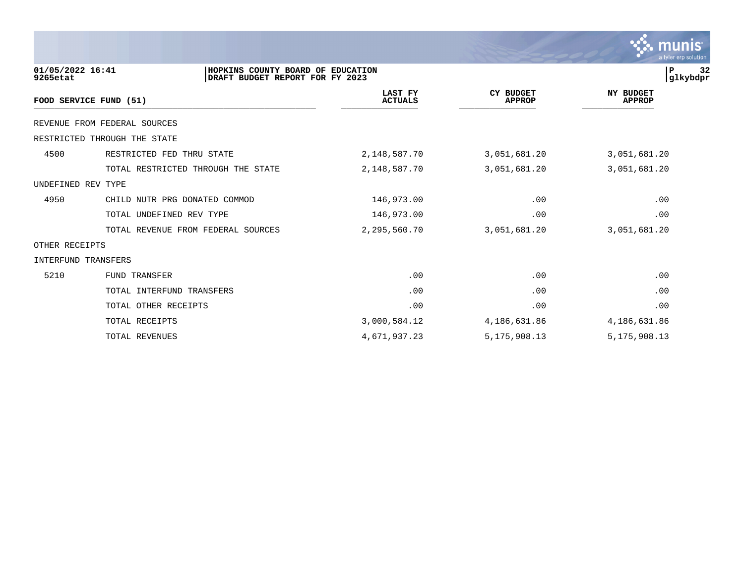| FOOD SERVICE FUND (51) | | LAST FY ACTUALS | CY BUDGET APPROP | NY BUDGET APPROP |
|---|---|---|---|---|
| REVENUE FROM FEDERAL SOURCES | | | | |
| RESTRICTED THROUGH THE STATE | | | | |
| 4500 | RESTRICTED FED THRU STATE | 2,148,587.70 | 3,051,681.20 | 3,051,681.20 |
| | TOTAL RESTRICTED THROUGH THE STATE | 2,148,587.70 | 3,051,681.20 | 3,051,681.20 |
| UNDEFINED REV TYPE | | | | |
| 4950 | CHILD NUTR PRG DONATED COMMOD | 146,973.00 | .00 | .00 |
| | TOTAL UNDEFINED REV TYPE | 146,973.00 | .00 | .00 |
| | TOTAL REVENUE FROM FEDERAL SOURCES | 2,295,560.70 | 3,051,681.20 | 3,051,681.20 |
| OTHER RECEIPTS | | | | |
| INTERFUND TRANSFERS | | | | |
| 5210 | FUND TRANSFER | .00 | .00 | .00 |
| | TOTAL INTERFUND TRANSFERS | .00 | .00 | .00 |
| | TOTAL OTHER RECEIPTS | .00 | .00 | .00 |
| | TOTAL RECEIPTS | 3,000,584.12 | 4,186,631.86 | 4,186,631.86 |
| | TOTAL REVENUES | 4,671,937.23 | 5,175,908.13 | 5,175,908.13 |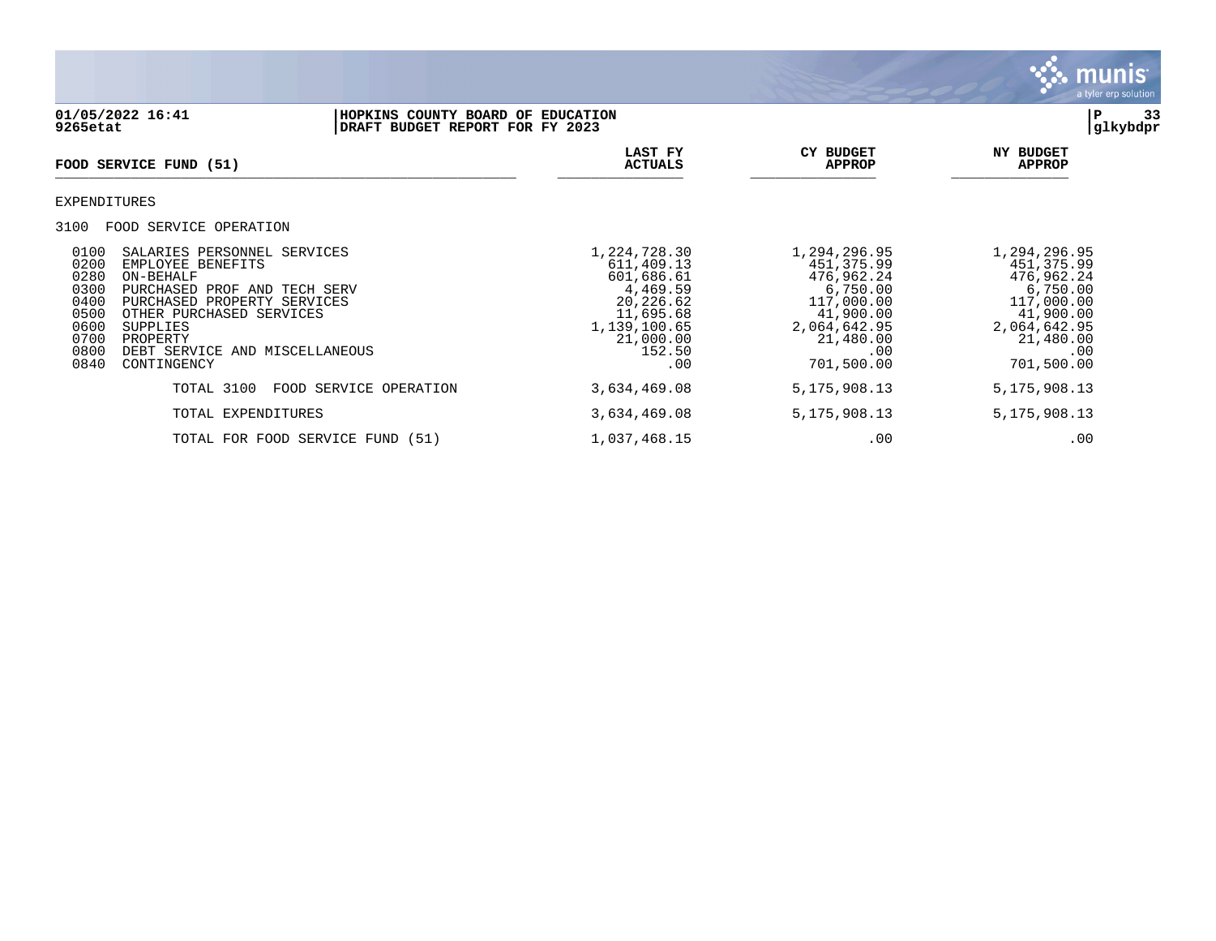01/05/2022 16:41 | HOPKINS COUNTY BOARD OF EDUCATION
9265etat | DRAFT BUDGET REPORT FOR FY 2023

| FOOD SERVICE FUND (51) | LAST FY ACTUALS | CY BUDGET APPROP | NY BUDGET APPROP |
|---|---|---|---|
| EXPENDITURES | | | |
| 3100 FOOD SERVICE OPERATION | | | |
| 0100 SALARIES PERSONNEL SERVICES | 1,224,728.30 | 1,294,296.95 | 1,294,296.95 |
| 0200 EMPLOYEE BENEFITS | 611,409.13 | 451,375.99 | 451,375.99 |
| 0280 ON-BEHALF | 601,686.61 | 476,962.24 | 476,962.24 |
| 0300 PURCHASED PROF AND TECH SERV | 4,469.59 | 6,750.00 | 6,750.00 |
| 0400 PURCHASED PROPERTY SERVICES | 20,226.62 | 117,000.00 | 117,000.00 |
| 0500 OTHER PURCHASED SERVICES | 11,695.68 | 41,900.00 | 41,900.00 |
| 0600 SUPPLIES | 1,139,100.65 | 2,064,642.95 | 2,064,642.95 |
| 0700 PROPERTY | 21,000.00 | 21,480.00 | 21,480.00 |
| 0800 DEBT SERVICE AND MISCELLANEOUS | 152.50 | .00 | .00 |
| 0840 CONTINGENCY | .00 | 701,500.00 | 701,500.00 |
| TOTAL 3100 FOOD SERVICE OPERATION | 3,634,469.08 | 5,175,908.13 | 5,175,908.13 |
| TOTAL EXPENDITURES | 3,634,469.08 | 5,175,908.13 | 5,175,908.13 |
| TOTAL FOR FOOD SERVICE FUND (51) | 1,037,468.15 | .00 | .00 |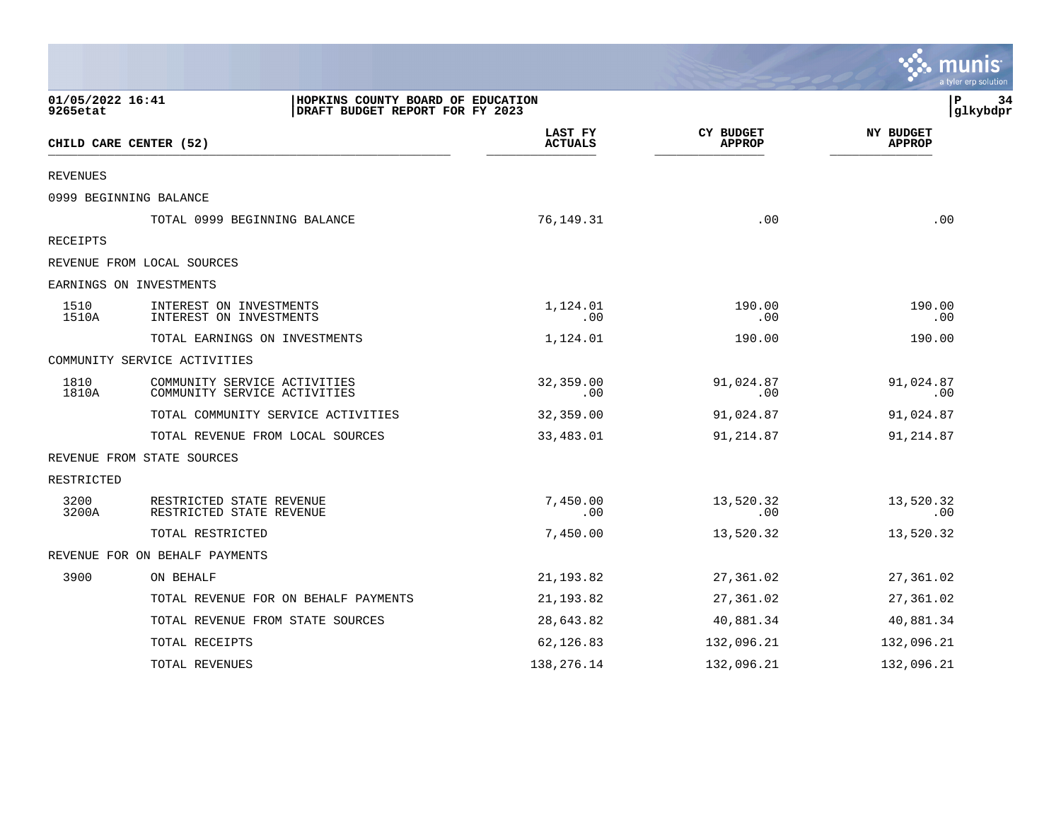01/05/2022 16:41
9265etat

**HOPKINS COUNTY BOARD OF EDUCATION**
**DRAFT BUDGET REPORT FOR FY 2023**

glkybdpr

| CHILD CARE CENTER (52) | | LAST FY ACTUALS | CY BUDGET APPROP | NY BUDGET APPROP |
|---|---|---|---|---|
| REVENUES | | | | |
| 0999 BEGINNING BALANCE | | | | |
| | TOTAL 0999 BEGINNING BALANCE | 76,149.31 | .00 | .00 |
| RECEIPTS | | | | |
| REVENUE FROM LOCAL SOURCES | | | | |
| EARNINGS ON INVESTMENTS | | | | |
| 1510 | INTEREST ON INVESTMENTS | 1,124.01 | 190.00 | 190.00 |
| 1510A | INTEREST ON INVESTMENTS | .00 | .00 | .00 |
| | TOTAL EARNINGS ON INVESTMENTS | 1,124.01 | 190.00 | 190.00 |
| COMMUNITY SERVICE ACTIVITIES | | | | |
| 1810 | COMMUNITY SERVICE ACTIVITIES | 32,359.00 | 91,024.87 | 91,024.87 |
| 1810A | COMMUNITY SERVICE ACTIVITIES | .00 | .00 | .00 |
| | TOTAL COMMUNITY SERVICE ACTIVITIES | 32,359.00 | 91,024.87 | 91,024.87 |
| | TOTAL REVENUE FROM LOCAL SOURCES | 33,483.01 | 91,214.87 | 91,214.87 |
| REVENUE FROM STATE SOURCES | | | | |
| RESTRICTED | | | | |
| 3200 | RESTRICTED STATE REVENUE | 7,450.00 | 13,520.32 | 13,520.32 |
| 3200A | RESTRICTED STATE REVENUE | .00 | .00 | .00 |
| | TOTAL RESTRICTED | 7,450.00 | 13,520.32 | 13,520.32 |
| REVENUE FOR ON BEHALF PAYMENTS | | | | |
| 3900 | ON BEHALF | 21,193.82 | 27,361.02 | 27,361.02 |
| | TOTAL REVENUE FOR ON BEHALF PAYMENTS | 21,193.82 | 27,361.02 | 27,361.02 |
| | TOTAL REVENUE FROM STATE SOURCES | 28,643.82 | 40,881.34 | 40,881.34 |
| | TOTAL RECEIPTS | 62,126.83 | 132,096.21 | 132,096.21 |
| | TOTAL REVENUES | 138,276.14 | 132,096.21 | 132,096.21 |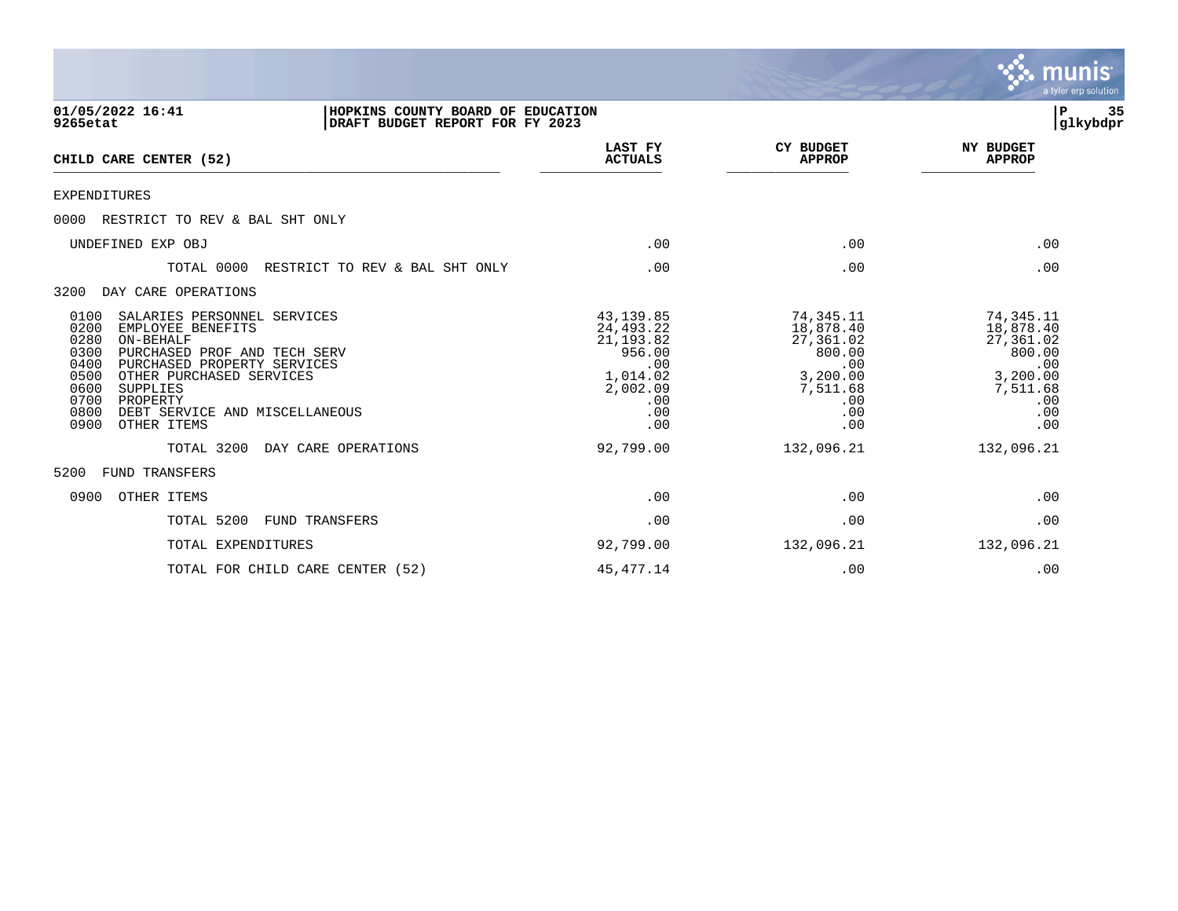01/05/2022 16:41
9265etat

HOPKINS COUNTY BOARD OF EDUCATION
DRAFT BUDGET REPORT FOR FY 2023

P 35
glkybdpr

| CHILD CARE CENTER (52) | LAST FY ACTUALS | CY BUDGET APPROP | NY BUDGET APPROP |
|---|---|---|---|
| EXPENDITURES | | | |
| 0000 RESTRICT TO REV & BAL SHT ONLY | | | |
| UNDEFINED EXP OBJ | .00 | .00 | .00 |
| TOTAL 0000 RESTRICT TO REV & BAL SHT ONLY | .00 | .00 | .00 |
| 3200 DAY CARE OPERATIONS | | | |
| 0100 SALARIES PERSONNEL SERVICES | 43,139.85 | 74,345.11 | 74,345.11 |
| 0200 EMPLOYEE BENEFITS | 24,493.22 | 18,878.40 | 18,878.40 |
| 0280 ON-BEHALF | 21,193.82 | 27,361.02 | 27,361.02 |
| 0300 PURCHASED PROF AND TECH SERV | 956.00 | 800.00 | 800.00 |
| 0400 PURCHASED PROPERTY SERVICES | .00 | .00 | .00 |
| 0500 OTHER PURCHASED SERVICES | 1,014.02 | 3,200.00 | 3,200.00 |
| 0600 SUPPLIES | 2,002.09 | 7,511.68 | 7,511.68 |
| 0700 PROPERTY | .00 | .00 | .00 |
| 0800 DEBT SERVICE AND MISCELLANEOUS | .00 | .00 | .00 |
| 0900 OTHER ITEMS | .00 | .00 | .00 |
| TOTAL 3200 DAY CARE OPERATIONS | 92,799.00 | 132,096.21 | 132,096.21 |
| 5200 FUND TRANSFERS | | | |
| 0900 OTHER ITEMS | .00 | .00 | .00 |
| TOTAL 5200 FUND TRANSFERS | .00 | .00 | .00 |
| TOTAL EXPENDITURES | 92,799.00 | 132,096.21 | 132,096.21 |
| TOTAL FOR CHILD CARE CENTER (52) | 45,477.14 | .00 | .00 |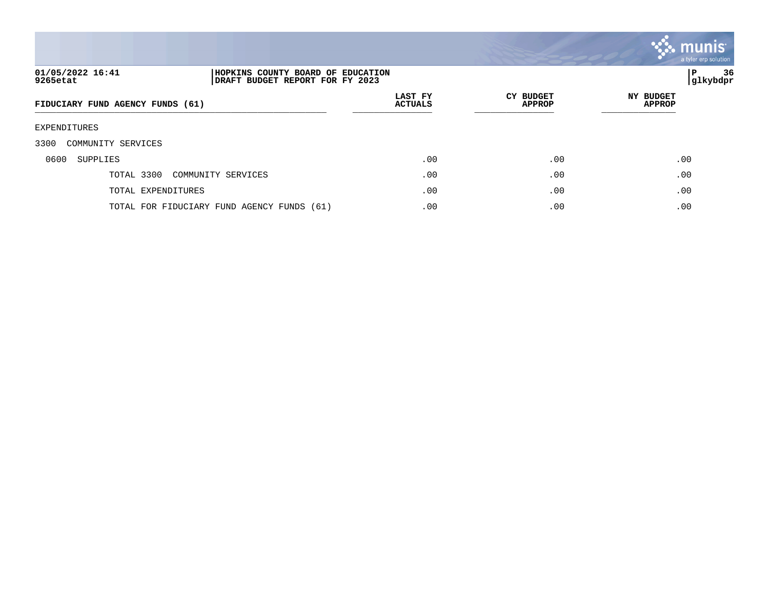01/05/2022 16:41
9265etat

HOPKINS COUNTY BOARD OF EDUCATION
DRAFT BUDGET REPORT FOR FY 2023

P 36
glkybdpr

| FIDUCIARY FUND AGENCY FUNDS (61) | LAST FY ACTUALS | CY BUDGET APPROP | NY BUDGET APPROP |
|---|---|---|---|
| EXPENDITURES | | | |
| 3300 COMMUNITY SERVICES | | | |
| 0600 SUPPLIES | .00 | .00 | .00 |
| TOTAL 3300 COMMUNITY SERVICES | .00 | .00 | .00 |
| TOTAL EXPENDITURES | .00 | .00 | .00 |
| TOTAL FOR FIDUCIARY FUND AGENCY FUNDS (61) | .00 | .00 | .00 |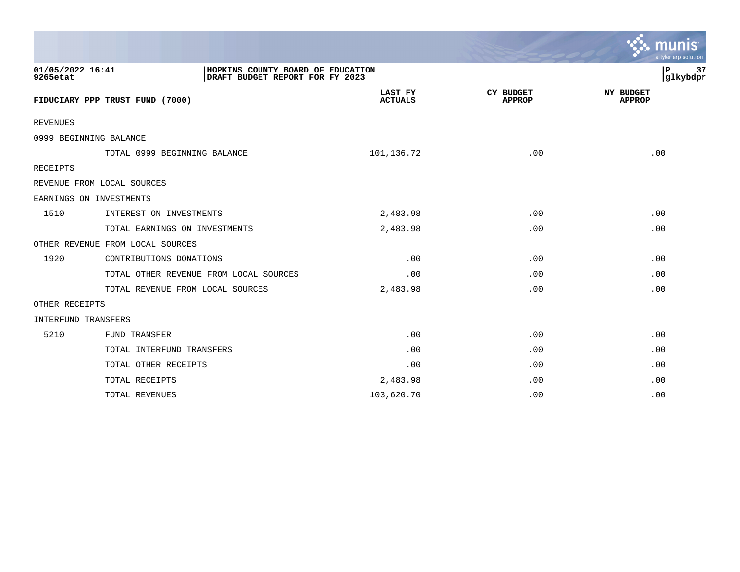01/05/2022 16:41
9265etat

HOPKINS COUNTY BOARD OF EDUCATION
DRAFT BUDGET REPORT FOR FY 2023

glkybdpr

| FIDUCIARY PPP TRUST FUND (7000) | | LAST FY ACTUALS | CY BUDGET APPROP | NY BUDGET APPROP |
|---|---|---|---|---|
| REVENUES | | | | |
| 0999 BEGINNING BALANCE | | | | |
| | TOTAL 0999 BEGINNING BALANCE | 101,136.72 | .00 | .00 |
| RECEIPTS | | | | |
| REVENUE FROM LOCAL SOURCES | | | | |
| EARNINGS ON INVESTMENTS | | | | |
| 1510 | INTEREST ON INVESTMENTS | 2,483.98 | .00 | .00 |
| | TOTAL EARNINGS ON INVESTMENTS | 2,483.98 | .00 | .00 |
| OTHER REVENUE FROM LOCAL SOURCES | | | | |
| 1920 | CONTRIBUTIONS DONATIONS | .00 | .00 | .00 |
| | TOTAL OTHER REVENUE FROM LOCAL SOURCES | .00 | .00 | .00 |
| | TOTAL REVENUE FROM LOCAL SOURCES | 2,483.98 | .00 | .00 |
| OTHER RECEIPTS | | | | |
| INTERFUND TRANSFERS | | | | |
| 5210 | FUND TRANSFER | .00 | .00 | .00 |
| | TOTAL INTERFUND TRANSFERS | .00 | .00 | .00 |
| | TOTAL OTHER RECEIPTS | .00 | .00 | .00 |
| | TOTAL RECEIPTS | 2,483.98 | .00 | .00 |
| | TOTAL REVENUES | 103,620.70 | .00 | .00 |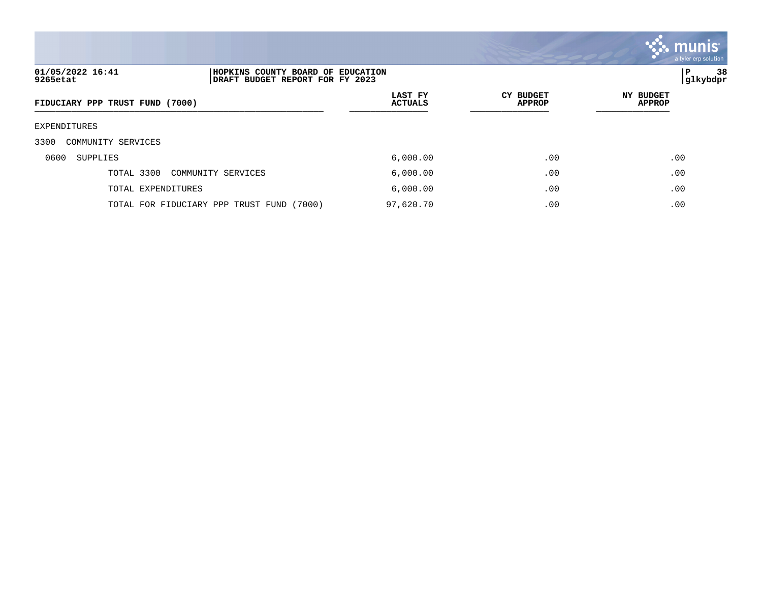01/05/2022 16:41 | HOPKINS COUNTY BOARD OF EDUCATION
9265etat | DRAFT BUDGET REPORT FOR FY 2023

| FIDUCIARY PPP TRUST FUND (7000) | LAST FY ACTUALS | CY BUDGET APPROP | NY BUDGET APPROP |
|---|---|---|---|
| EXPENDITURES | | | |
| 3300 COMMUNITY SERVICES | | | |
| 0600 SUPPLIES | 6,000.00 | .00 | .00 |
| TOTAL 3300 COMMUNITY SERVICES | 6,000.00 | .00 | .00 |
| TOTAL EXPENDITURES | 6,000.00 | .00 | .00 |
| TOTAL FOR FIDUCIARY PPP TRUST FUND (7000) | 97,620.70 | .00 | .00 |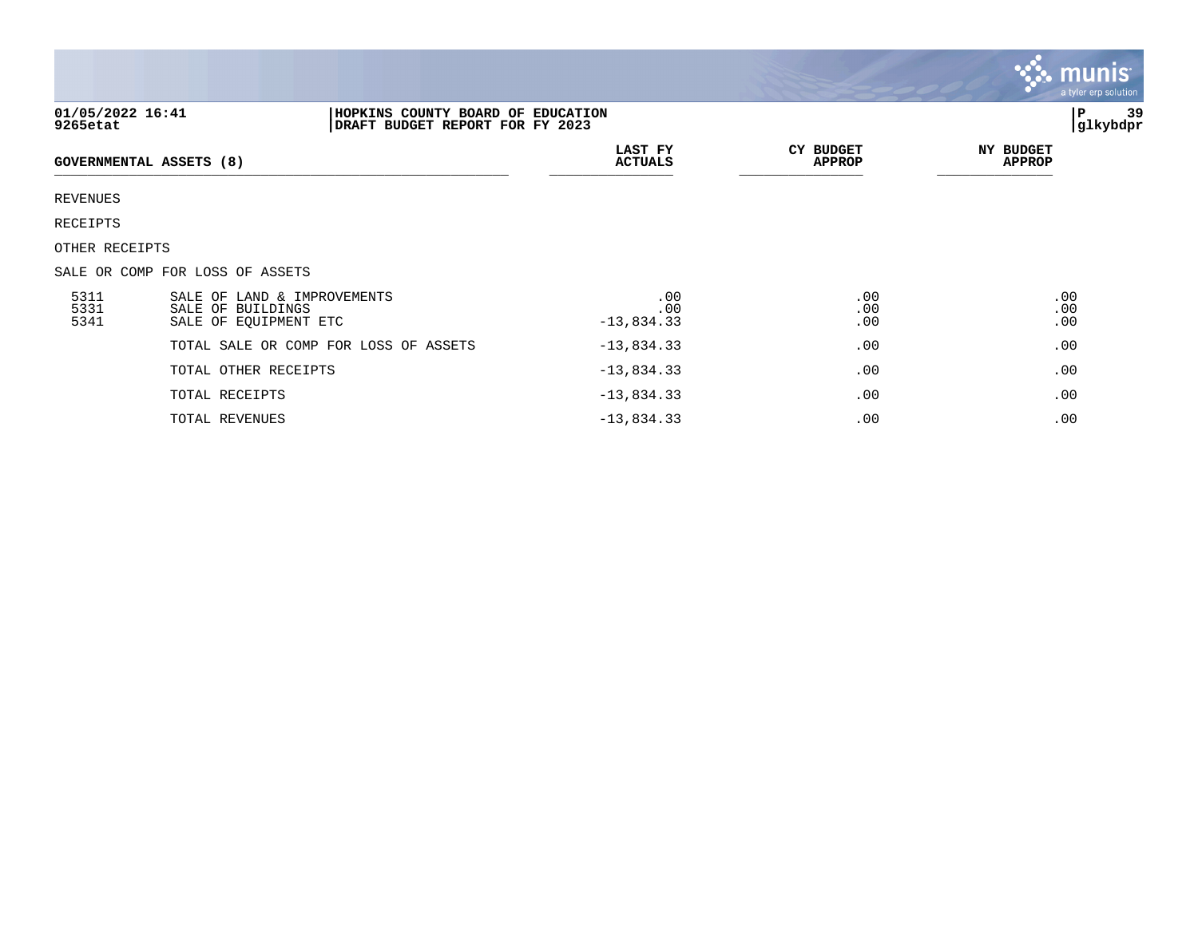HOPKINS COUNTY BOARD OF EDUCATION
DRAFT BUDGET REPORT FOR FY 2023

01/05/2022 16:41
9265etat

P 39
glkybdpr

| GOVERNMENTAL ASSETS (8) | | LAST FY ACTUALS | CY BUDGET APPROP | NY BUDGET APPROP |
|---|---|---|---|---|
| REVENUES | | | | |
| RECEIPTS | | | | |
| OTHER RECEIPTS | | | | |
| SALE OR COMP FOR LOSS OF ASSETS | | | | |
| 5311 | SALE OF LAND & IMPROVEMENTS | .00 | .00 | .00 |
| 5331 | SALE OF BUILDINGS | .00 | .00 | .00 |
| 5341 | SALE OF EQUIPMENT ETC | -13,834.33 | .00 | .00 |
| | TOTAL SALE OR COMP FOR LOSS OF ASSETS | -13,834.33 | .00 | .00 |
| | TOTAL OTHER RECEIPTS | -13,834.33 | .00 | .00 |
| | TOTAL RECEIPTS | -13,834.33 | .00 | .00 |
| | TOTAL REVENUES | -13,834.33 | .00 | .00 |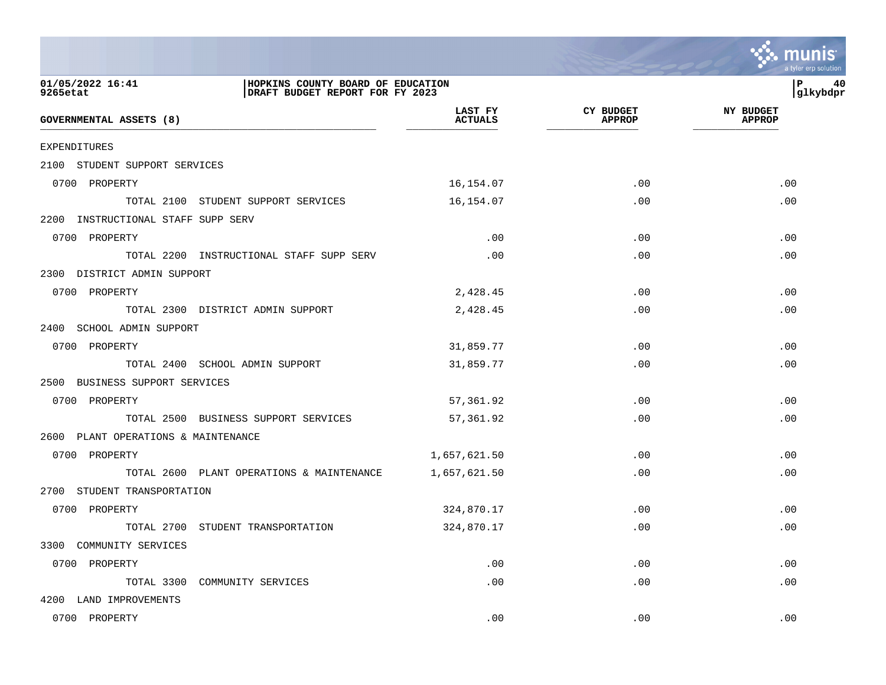HOPKINS COUNTY BOARD OF EDUCATION
DRAFT BUDGET REPORT FOR FY 2023

| GOVERNMENTAL ASSETS (8) | LAST FY ACTUALS | CY BUDGET APPROP | NY BUDGET APPROP |
|---|---|---|---|
| EXPENDITURES | | | |
| 2100 STUDENT SUPPORT SERVICES | | | |
| 0700 PROPERTY | 16,154.07 | .00 | .00 |
| TOTAL 2100 STUDENT SUPPORT SERVICES | 16,154.07 | .00 | .00 |
| 2200 INSTRUCTIONAL STAFF SUPP SERV | | | |
| 0700 PROPERTY | .00 | .00 | .00 |
| TOTAL 2200 INSTRUCTIONAL STAFF SUPP SERV | .00 | .00 | .00 |
| 2300 DISTRICT ADMIN SUPPORT | | | |
| 0700 PROPERTY | 2,428.45 | .00 | .00 |
| TOTAL 2300 DISTRICT ADMIN SUPPORT | 2,428.45 | .00 | .00 |
| 2400 SCHOOL ADMIN SUPPORT | | | |
| 0700 PROPERTY | 31,859.77 | .00 | .00 |
| TOTAL 2400 SCHOOL ADMIN SUPPORT | 31,859.77 | .00 | .00 |
| 2500 BUSINESS SUPPORT SERVICES | | | |
| 0700 PROPERTY | 57,361.92 | .00 | .00 |
| TOTAL 2500 BUSINESS SUPPORT SERVICES | 57,361.92 | .00 | .00 |
| 2600 PLANT OPERATIONS & MAINTENANCE | | | |
| 0700 PROPERTY | 1,657,621.50 | .00 | .00 |
| TOTAL 2600 PLANT OPERATIONS & MAINTENANCE | 1,657,621.50 | .00 | .00 |
| 2700 STUDENT TRANSPORTATION | | | |
| 0700 PROPERTY | 324,870.17 | .00 | .00 |
| TOTAL 2700 STUDENT TRANSPORTATION | 324,870.17 | .00 | .00 |
| 3300 COMMUNITY SERVICES | | | |
| 0700 PROPERTY | .00 | .00 | .00 |
| TOTAL 3300 COMMUNITY SERVICES | .00 | .00 | .00 |
| 4200 LAND IMPROVEMENTS | | | |
| 0700 PROPERTY | .00 | .00 | .00 |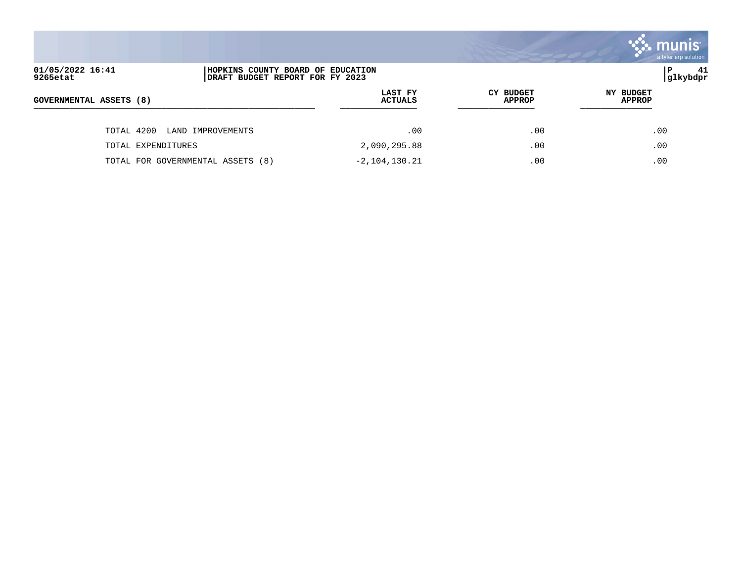| GOVERNMENTAL ASSETS (8) | LAST FY ACTUALS | CY BUDGET APPROP | NY BUDGET APPROP |
|---|---|---|---|
| TOTAL 4200 LAND IMPROVEMENTS | .00 | .00 | .00 |
| TOTAL EXPENDITURES | 2,090,295.88 | .00 | .00 |
| TOTAL FOR GOVERNMENTAL ASSETS (8) | -2,104,130.21 | .00 | .00 |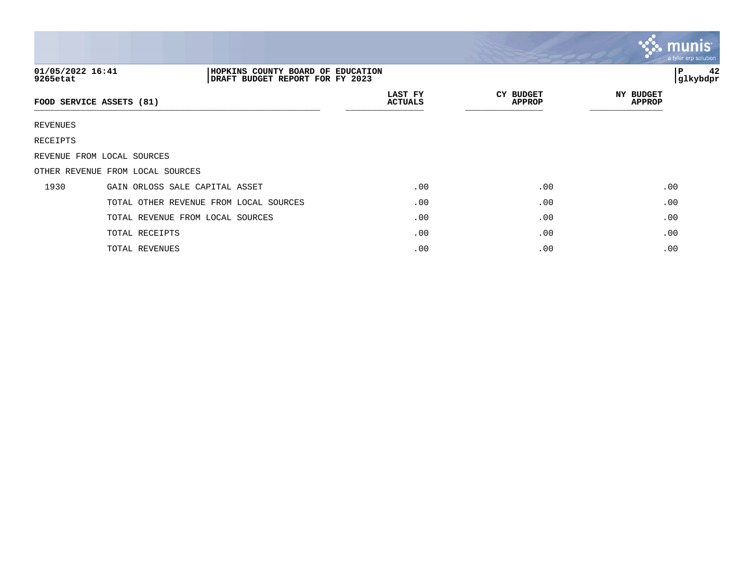01/05/2022 16:41
9265etat

HOPKINS COUNTY BOARD OF EDUCATION
DRAFT BUDGET REPORT FOR FY 2023

glkybdpr

| FOOD SERVICE ASSETS (81) | | LAST FY ACTUALS | CY BUDGET APPROP | NY BUDGET APPROP |
|---|---|---|---|---|
| REVENUES | | | | |
| RECEIPTS | | | | |
| REVENUE FROM LOCAL SOURCES | | | | |
| OTHER REVENUE FROM LOCAL SOURCES | | | | |
| 1930 | GAIN ORLOSS SALE CAPITAL ASSET | .00 | .00 | .00 |
| | TOTAL OTHER REVENUE FROM LOCAL SOURCES | .00 | .00 | .00 |
| | TOTAL REVENUE FROM LOCAL SOURCES | .00 | .00 | .00 |
| | TOTAL RECEIPTS | .00 | .00 | .00 |
| | TOTAL REVENUES | .00 | .00 | .00 |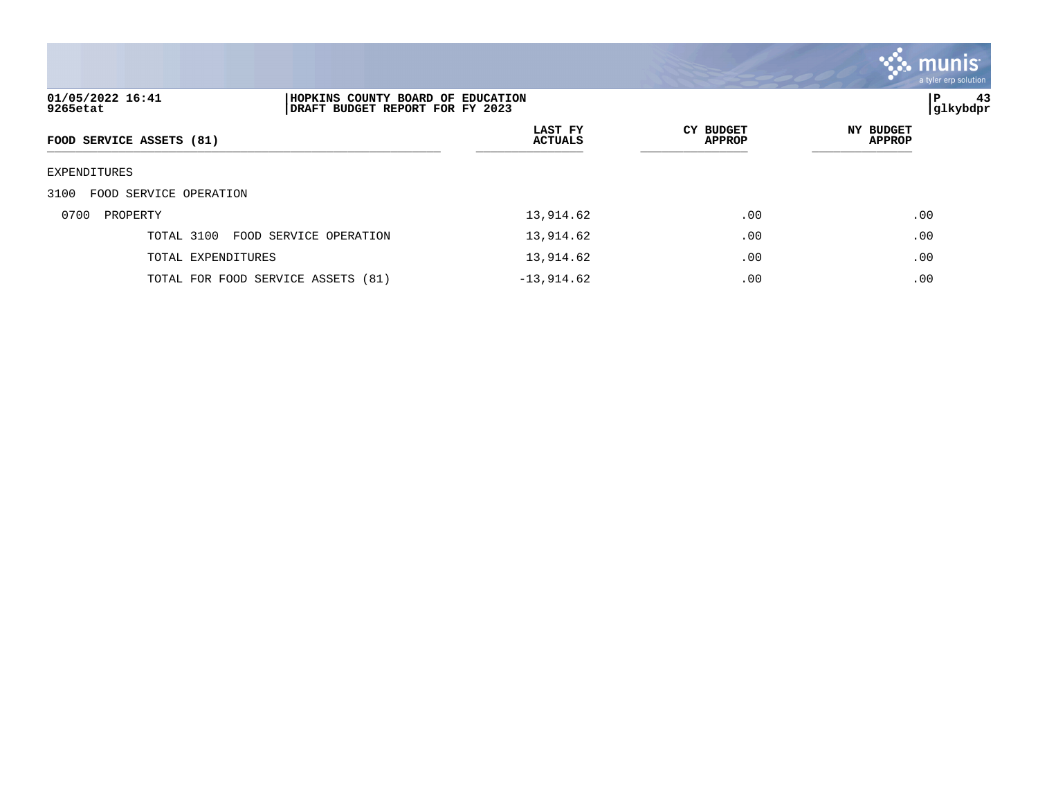01/05/2022 16:41 | HOPKINS COUNTY BOARD OF EDUCATION
9265etat | DRAFT BUDGET REPORT FOR FY 2023

| FOOD SERVICE ASSETS (81) | LAST FY ACTUALS | CY BUDGET APPROP | NY BUDGET APPROP |
|---|---|---|---|
| EXPENDITURES | | | |
| 3100 FOOD SERVICE OPERATION | | | |
| 0700 PROPERTY | 13,914.62 | .00 | .00 |
| TOTAL 3100 FOOD SERVICE OPERATION | 13,914.62 | .00 | .00 |
| TOTAL EXPENDITURES | 13,914.62 | .00 | .00 |
| TOTAL FOR FOOD SERVICE ASSETS (81) | -13,914.62 | .00 | .00 |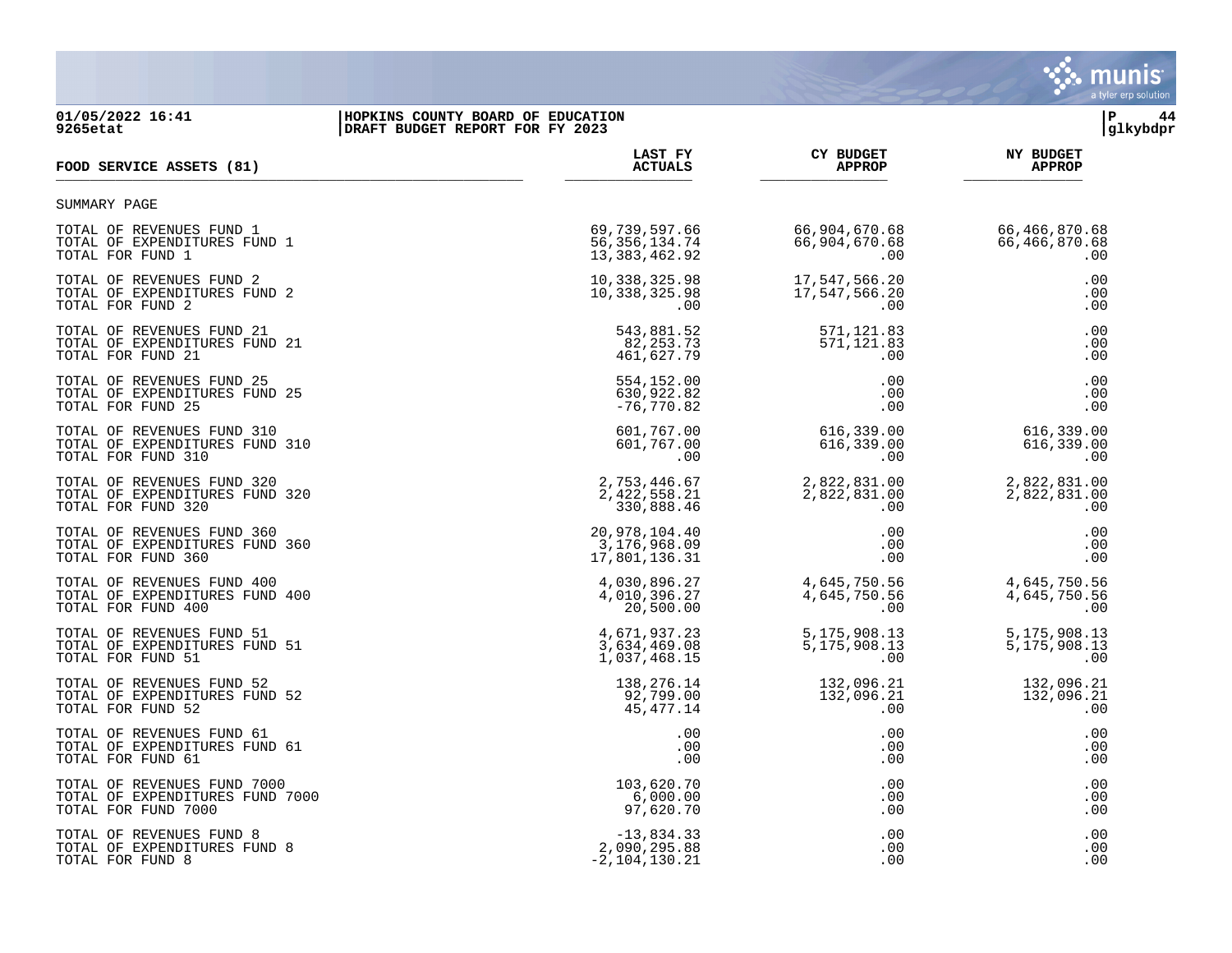HOPKINS COUNTY BOARD OF EDUCATION
DRAFT BUDGET REPORT FOR FY 2023

| FOOD SERVICE ASSETS (81) | LAST FY ACTUALS | CY BUDGET APPROP | NY BUDGET APPROP |
|---|---|---|---|
| SUMMARY PAGE | | | |
| TOTAL OF REVENUES FUND 1 | 69,739,597.66 | 66,904,670.68 | 66,466,870.68 |
| TOTAL OF EXPENDITURES FUND 1 | 56,356,134.74 | 66,904,670.68 | 66,466,870.68 |
| TOTAL FOR FUND 1 | 13,383,462.92 | .00 | .00 |
| TOTAL OF REVENUES FUND 2 | 10,338,325.98 | 17,547,566.20 | .00 |
| TOTAL OF EXPENDITURES FUND 2 | 10,338,325.98 | 17,547,566.20 | .00 |
| TOTAL FOR FUND 2 | .00 | .00 | .00 |
| TOTAL OF REVENUES FUND 21 | 543,881.52 | 571,121.83 | .00 |
| TOTAL OF EXPENDITURES FUND 21 | 82,253.73 | 571,121.83 | .00 |
| TOTAL FOR FUND 21 | 461,627.79 | .00 | .00 |
| TOTAL OF REVENUES FUND 25 | 554,152.00 | .00 | .00 |
| TOTAL OF EXPENDITURES FUND 25 | 630,922.82 | .00 | .00 |
| TOTAL FOR FUND 25 | -76,770.82 | .00 | .00 |
| TOTAL OF REVENUES FUND 310 | 601,767.00 | 616,339.00 | 616,339.00 |
| TOTAL OF EXPENDITURES FUND 310 | 601,767.00 | 616,339.00 | 616,339.00 |
| TOTAL FOR FUND 310 | .00 | .00 | .00 |
| TOTAL OF REVENUES FUND 320 | 2,753,446.67 | 2,822,831.00 | 2,822,831.00 |
| TOTAL OF EXPENDITURES FUND 320 | 2,422,558.21 | 2,822,831.00 | 2,822,831.00 |
| TOTAL FOR FUND 320 | 330,888.46 | .00 | .00 |
| TOTAL OF REVENUES FUND 360 | 20,978,104.40 | .00 | .00 |
| TOTAL OF EXPENDITURES FUND 360 | 3,176,968.09 | .00 | .00 |
| TOTAL FOR FUND 360 | 17,801,136.31 | .00 | .00 |
| TOTAL OF REVENUES FUND 400 | 4,030,896.27 | 4,645,750.56 | 4,645,750.56 |
| TOTAL OF EXPENDITURES FUND 400 | 4,010,396.27 | 4,645,750.56 | 4,645,750.56 |
| TOTAL FOR FUND 400 | 20,500.00 | .00 | .00 |
| TOTAL OF REVENUES FUND 51 | 4,671,937.23 | 5,175,908.13 | 5,175,908.13 |
| TOTAL OF EXPENDITURES FUND 51 | 3,634,469.08 | 5,175,908.13 | 5,175,908.13 |
| TOTAL FOR FUND 51 | 1,037,468.15 | .00 | .00 |
| TOTAL OF REVENUES FUND 52 | 138,276.14 | 132,096.21 | 132,096.21 |
| TOTAL OF EXPENDITURES FUND 52 | 92,799.00 | 132,096.21 | 132,096.21 |
| TOTAL FOR FUND 52 | 45,477.14 | .00 | .00 |
| TOTAL OF REVENUES FUND 61 | .00 | .00 | .00 |
| TOTAL OF EXPENDITURES FUND 61 | .00 | .00 | .00 |
| TOTAL FOR FUND 61 | .00 | .00 | .00 |
| TOTAL OF REVENUES FUND 7000 | 103,620.70 | .00 | .00 |
| TOTAL OF EXPENDITURES FUND 7000 | 6,000.00 | .00 | .00 |
| TOTAL FOR FUND 7000 | 97,620.70 | .00 | .00 |
| TOTAL OF REVENUES FUND 8 | -13,834.33 | .00 | .00 |
| TOTAL OF EXPENDITURES FUND 8 | 2,090,295.88 | .00 | .00 |
| TOTAL FOR FUND 8 | -2,104,130.21 | .00 | .00 |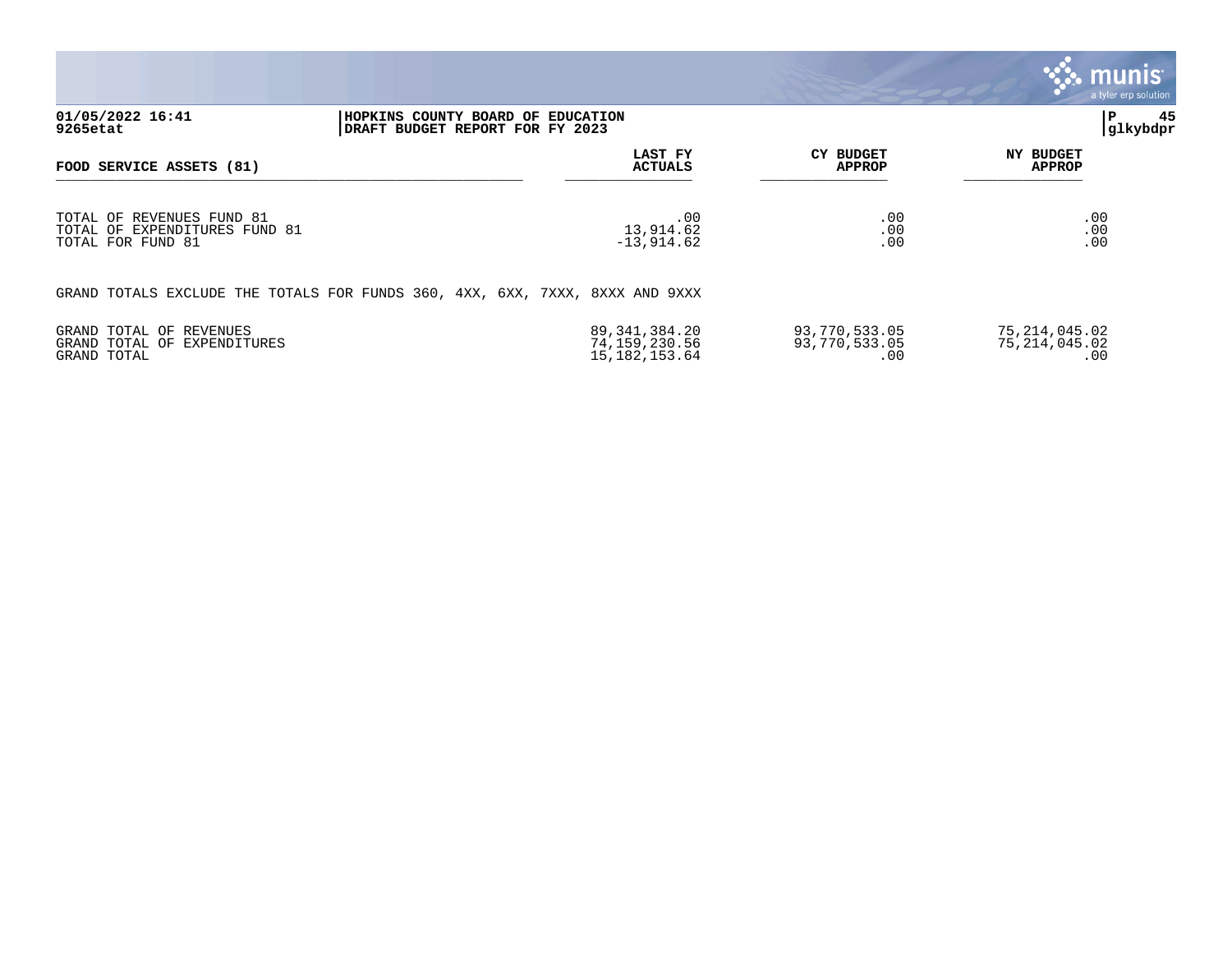## FOOD SERVICE ASSETS (81)

| | LAST FY ACTUALS | CY BUDGET APPROP | NY BUDGET APPROP |
|---|---|---|---|
| TOTAL OF REVENUES FUND 81 | .00 | .00 | .00 |
| TOTAL OF EXPENDITURES FUND 81 | 13,914.62 | .00 | .00 |
| TOTAL FOR FUND 81 | -13,914.62 | .00 | .00 |

GRAND TOTALS EXCLUDE THE TOTALS FOR FUNDS 360, 4XX, 6XX, 7XXX, 8XXX AND 9XXX

| | LAST FY ACTUALS | CY BUDGET APPROP | NY BUDGET APPROP |
|---|---|---|---|
| GRAND TOTAL OF REVENUES | 89,341,384.20 | 93,770,533.05 | 75,214,045.02 |
| GRAND TOTAL OF EXPENDITURES | 74,159,230.56 | 93,770,533.05 | 75,214,045.02 |
| GRAND TOTAL | 15,182,153.64 | .00 | .00 |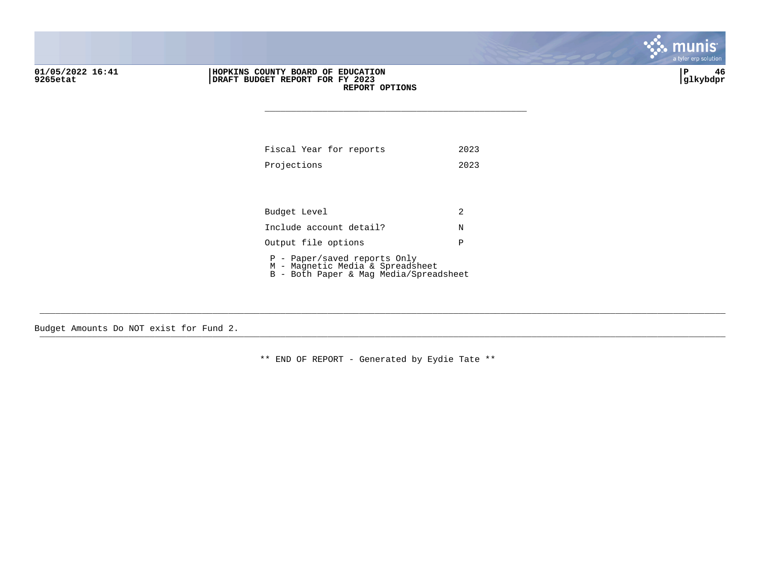## REPORT OPTIONS

| | |
|---|---|
| Fiscal Year for reports | 2023 |
| Projections | 2023 |
| Budget Level | 2 |
| Include account detail? | N |
| Output file options | P |

P - Paper/saved reports Only
M - Magnetic Media & Spreadsheet
B - Both Paper & Mag Media/Spreadsheet

Budget Amounts Do NOT exist for Fund 2.

** END OF REPORT - Generated by Eydie Tate **